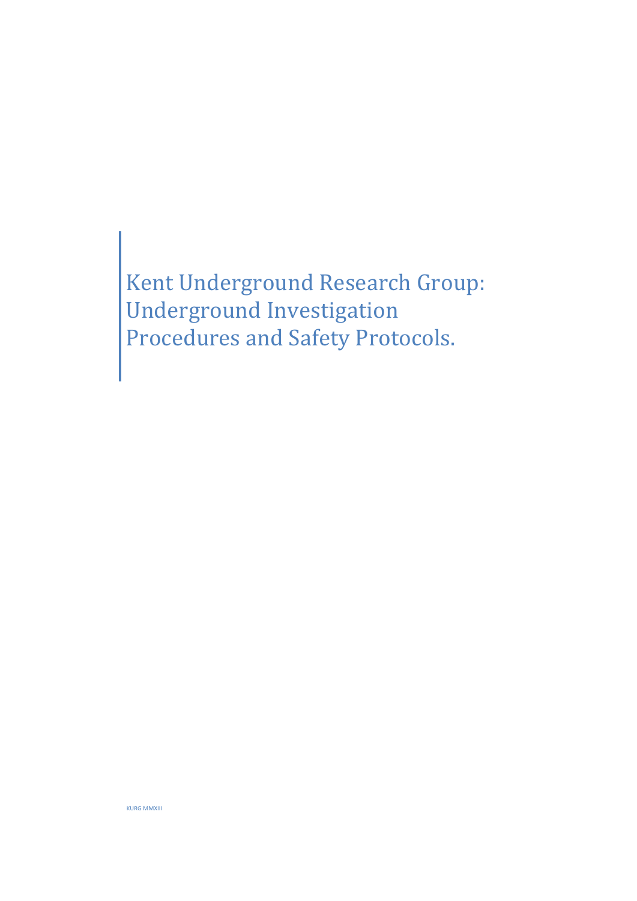# Kent Underground Research Group: Underground Investigation Procedures and Safety Protocols.

KURG MMXIII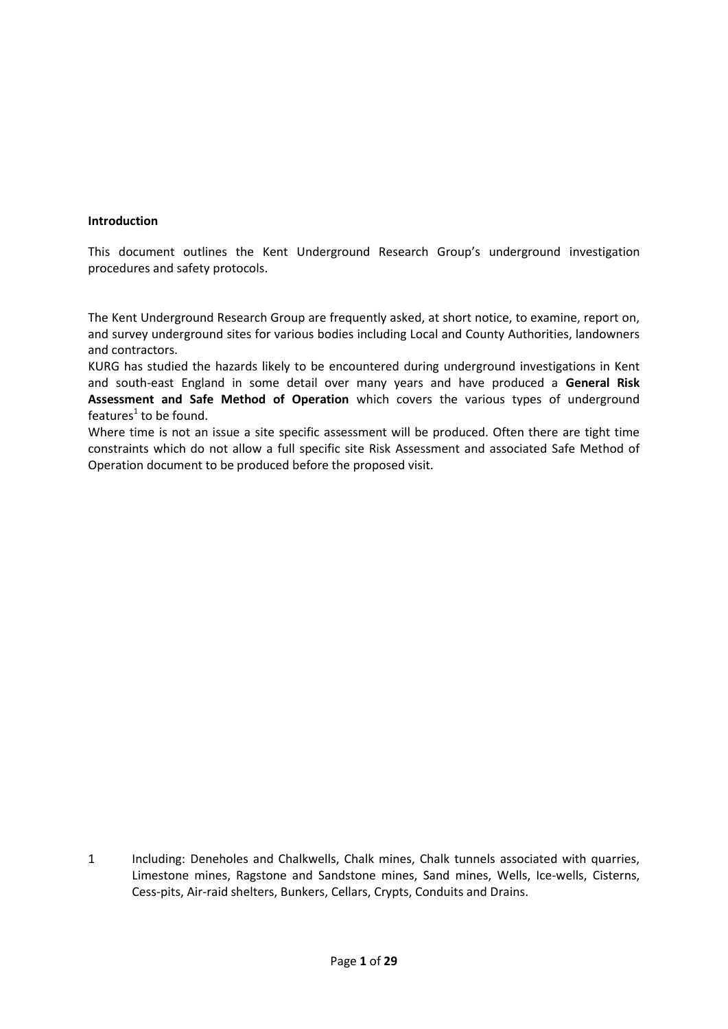**Introduction**

This document outlines the Kent Underground Research Group's underground investigation procedures and safety protocols.

The Kent Underground Research Group are frequently asked, at short notice, to examine, report on, and survey underground sites for various bodies including Local and County Authorities, landowners and contractors.
KURG has studied the hazards likely to be encountered during underground investigations in Kent and south-east England in some detail over many years and have produced a **General Risk Assessment and Safe Method of Operation** which covers the various types of underground features[1] to be found.
Where time is not an issue a site specific assessment will be produced. Often there are tight time constraints which do not allow a full specific site Risk Assessment and associated Safe Method of Operation document to be produced before the proposed visit.

1 Including: Deneholes and Chalkwells, Chalk mines, Chalk tunnels associated with quarries, Limestone mines, Ragstone and Sandstone mines, Sand mines, Wells, Ice-wells, Cisterns, Cess-pits, Air-raid shelters, Bunkers, Cellars, Crypts, Conduits and Drains.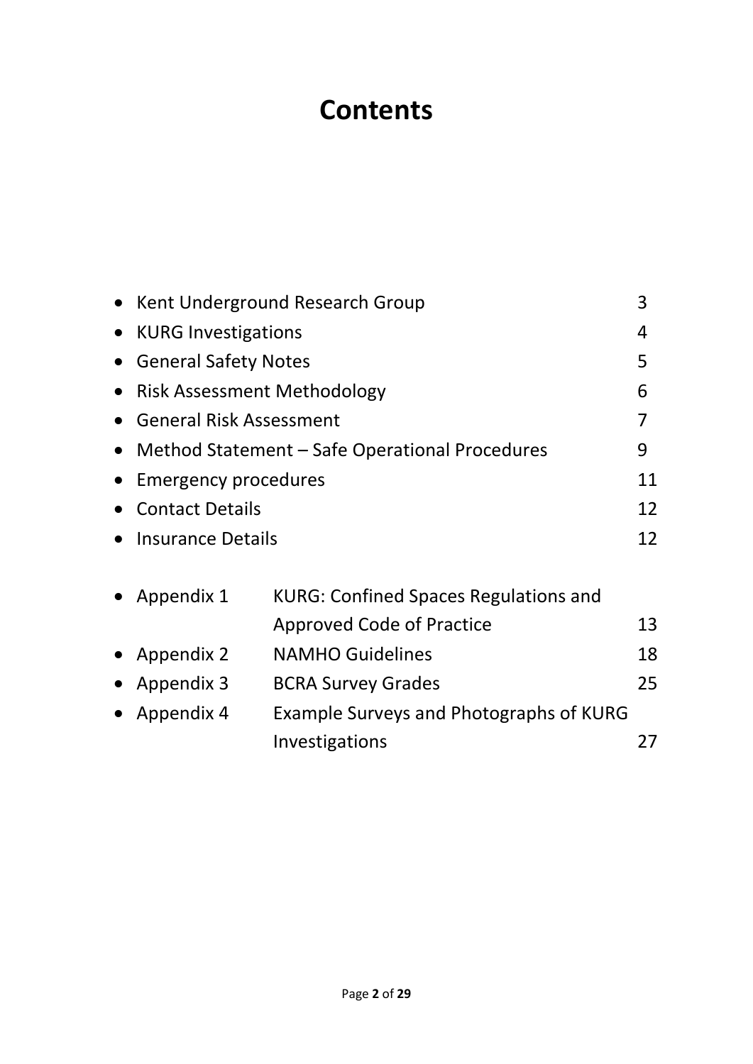# Contents

- Kent Underground Research Group 3
- KURG Investigations 4
- General Safety Notes 5
- Risk Assessment Methodology 6
- General Risk Assessment 7
- Method Statement – Safe Operational Procedures 9
- Emergency procedures 11
- Contact Details 12
- Insurance Details 12

- Appendix 1 KURG: Confined Spaces Regulations and Approved Code of Practice 13
- Appendix 2 NAMHO Guidelines 18
- Appendix 3 BCRA Survey Grades 25
- Appendix 4 Example Surveys and Photographs of KURG Investigations 27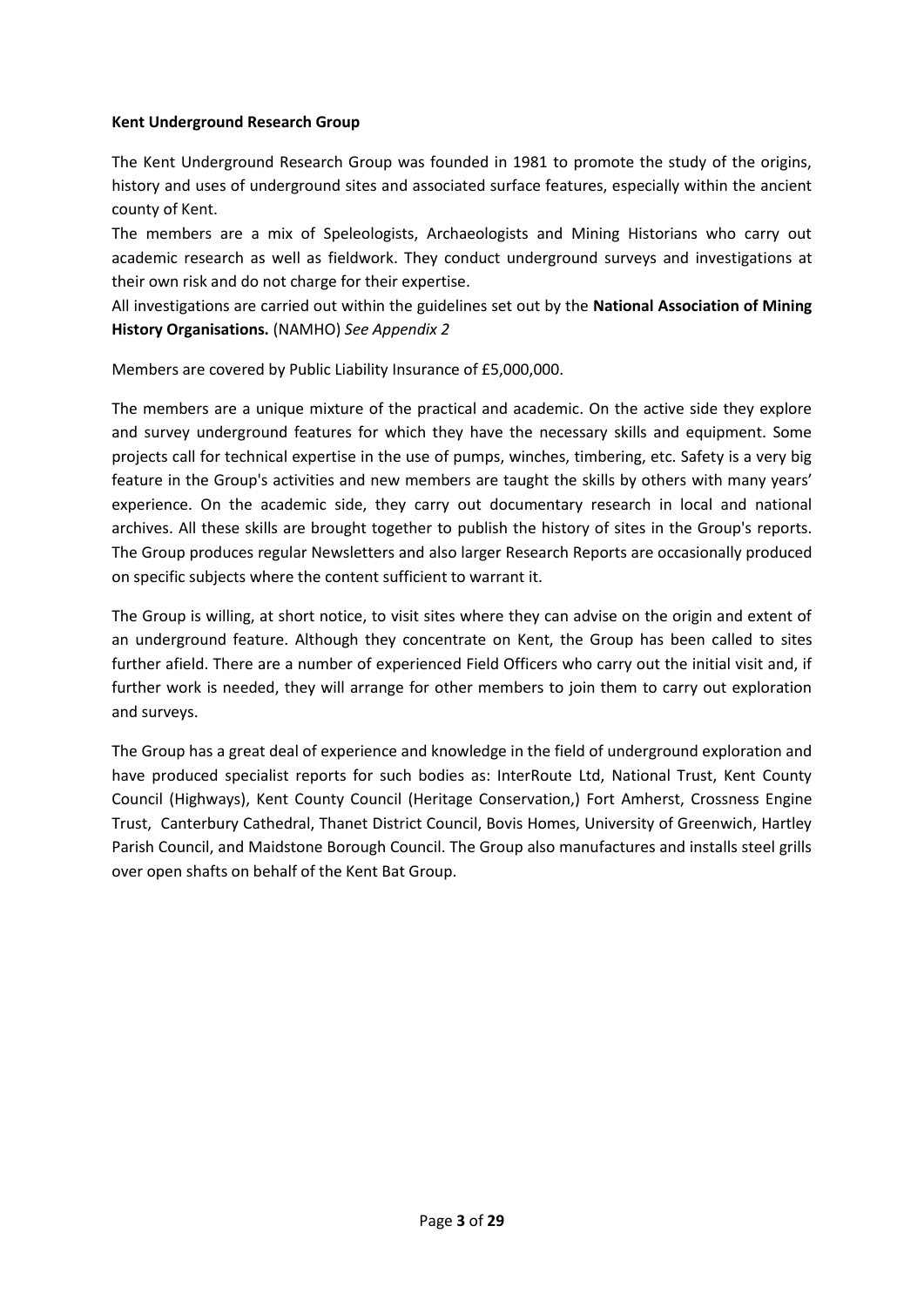**Kent Underground Research Group**

The Kent Underground Research Group was founded in 1981 to promote the study of the origins, history and uses of underground sites and associated surface features, especially within the ancient county of Kent.

The members are a mix of Speleologists, Archaeologists and Mining Historians who carry out academic research as well as fieldwork. They conduct underground surveys and investigations at their own risk and do not charge for their expertise.

All investigations are carried out within the guidelines set out by the **National Association of Mining History Organisations.** (NAMHO) *See Appendix 2*

Members are covered by Public Liability Insurance of £5,000,000.

The members are a unique mixture of the practical and academic. On the active side they explore and survey underground features for which they have the necessary skills and equipment. Some projects call for technical expertise in the use of pumps, winches, timbering, etc. Safety is a very big feature in the Group's activities and new members are taught the skills by others with many years' experience. On the academic side, they carry out documentary research in local and national archives. All these skills are brought together to publish the history of sites in the Group's reports. The Group produces regular Newsletters and also larger Research Reports are occasionally produced on specific subjects where the content sufficient to warrant it.

The Group is willing, at short notice, to visit sites where they can advise on the origin and extent of an underground feature. Although they concentrate on Kent, the Group has been called to sites further afield. There are a number of experienced Field Officers who carry out the initial visit and, if further work is needed, they will arrange for other members to join them to carry out exploration and surveys.

The Group has a great deal of experience and knowledge in the field of underground exploration and have produced specialist reports for such bodies as: InterRoute Ltd, National Trust, Kent County Council (Highways), Kent County Council (Heritage Conservation,) Fort Amherst, Crossness Engine Trust, Canterbury Cathedral, Thanet District Council, Bovis Homes, University of Greenwich, Hartley Parish Council, and Maidstone Borough Council. The Group also manufactures and installs steel grills over open shafts on behalf of the Kent Bat Group.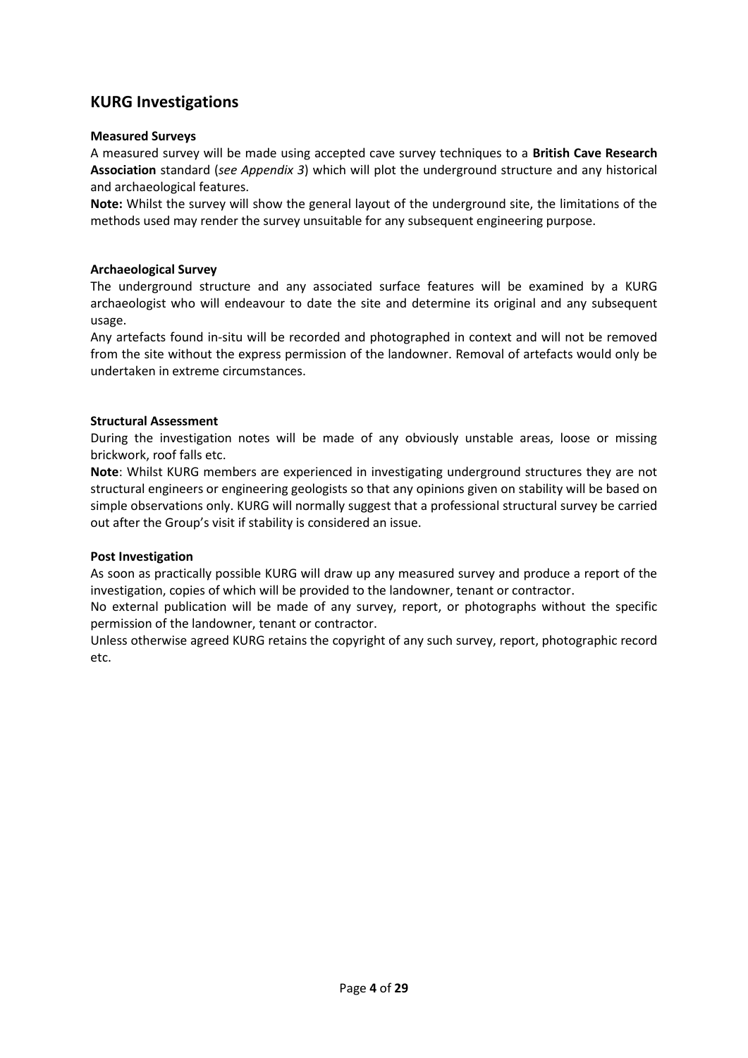## KURG Investigations

**Measured Surveys**

A measured survey will be made using accepted cave survey techniques to a **British Cave Research Association** standard (*see Appendix 3*) which will plot the underground structure and any historical and archaeological features.

**Note:** Whilst the survey will show the general layout of the underground site, the limitations of the methods used may render the survey unsuitable for any subsequent engineering purpose.

**Archaeological Survey**

The underground structure and any associated surface features will be examined by a KURG archaeologist who will endeavour to date the site and determine its original and any subsequent usage.

Any artefacts found in-situ will be recorded and photographed in context and will not be removed from the site without the express permission of the landowner. Removal of artefacts would only be undertaken in extreme circumstances.

**Structural Assessment**

During the investigation notes will be made of any obviously unstable areas, loose or missing brickwork, roof falls etc.

**Note**: Whilst KURG members are experienced in investigating underground structures they are not structural engineers or engineering geologists so that any opinions given on stability will be based on simple observations only. KURG will normally suggest that a professional structural survey be carried out after the Group's visit if stability is considered an issue.

**Post Investigation**

As soon as practically possible KURG will draw up any measured survey and produce a report of the investigation, copies of which will be provided to the landowner, tenant or contractor.

No external publication will be made of any survey, report, or photographs without the specific permission of the landowner, tenant or contractor.

Unless otherwise agreed KURG retains the copyright of any such survey, report, photographic record etc.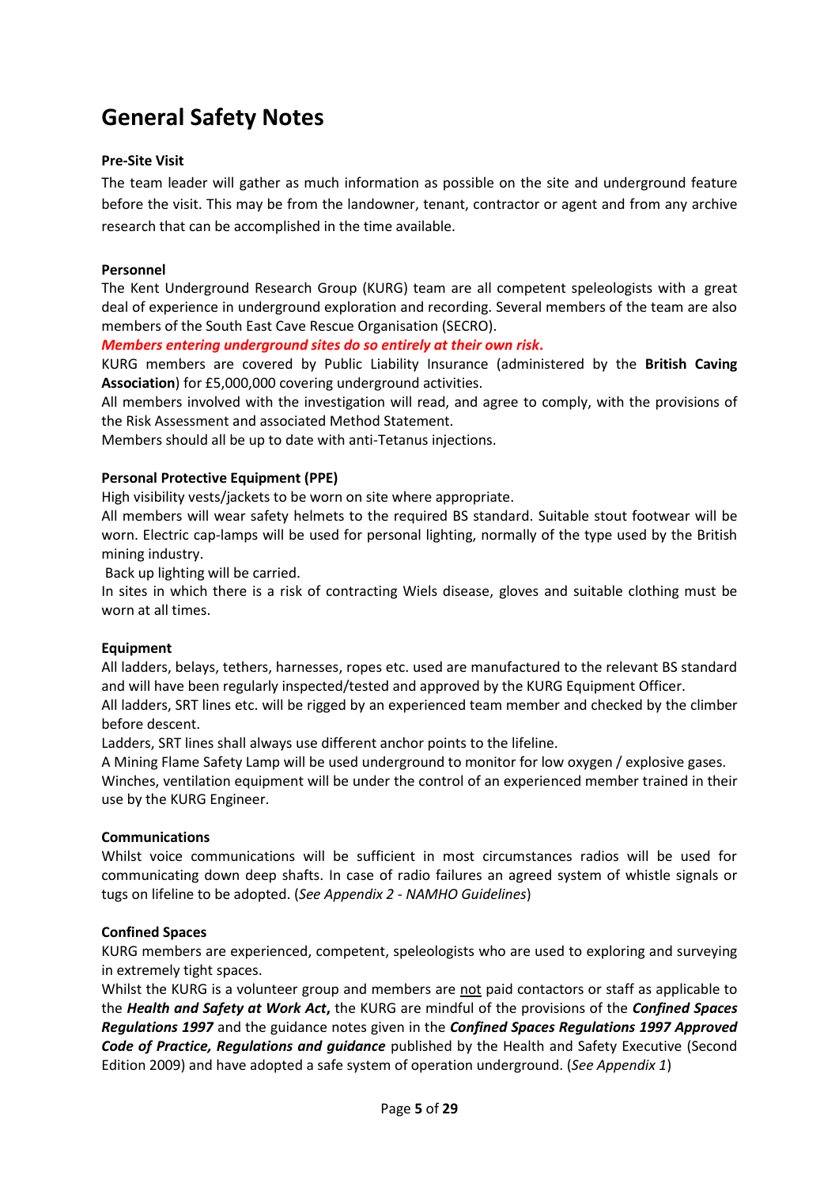# General Safety Notes

**Pre-Site Visit**

The team leader will gather as much information as possible on the site and underground feature before the visit. This may be from the landowner, tenant, contractor or agent and from any archive research that can be accomplished in the time available.

**Personnel**

The Kent Underground Research Group (KURG) team are all competent speleologists with a great deal of experience in underground exploration and recording. Several members of the team are also members of the South East Cave Rescue Organisation (SECRO).

***Members entering underground sites do so entirely at their own risk.***

KURG members are covered by Public Liability Insurance (administered by the **British Caving Association**) for £5,000,000 covering underground activities.

All members involved with the investigation will read, and agree to comply, with the provisions of the Risk Assessment and associated Method Statement.

Members should all be up to date with anti-Tetanus injections.

**Personal Protective Equipment (PPE)**

High visibility vests/jackets to be worn on site where appropriate.

All members will wear safety helmets to the required BS standard. Suitable stout footwear will be worn. Electric cap-lamps will be used for personal lighting, normally of the type used by the British mining industry.

Back up lighting will be carried.

In sites in which there is a risk of contracting Wiels disease, gloves and suitable clothing must be worn at all times.

**Equipment**

All ladders, belays, tethers, harnesses, ropes etc. used are manufactured to the relevant BS standard and will have been regularly inspected/tested and approved by the KURG Equipment Officer.

All ladders, SRT lines etc. will be rigged by an experienced team member and checked by the climber before descent.

Ladders, SRT lines shall always use different anchor points to the lifeline.

A Mining Flame Safety Lamp will be used underground to monitor for low oxygen / explosive gases.

Winches, ventilation equipment will be under the control of an experienced member trained in their use by the KURG Engineer.

**Communications**

Whilst voice communications will be sufficient in most circumstances radios will be used for communicating down deep shafts. In case of radio failures an agreed system of whistle signals or tugs on lifeline to be adopted. (*See Appendix 2 - NAMHO Guidelines*)

**Confined Spaces**

KURG members are experienced, competent, speleologists who are used to exploring and surveying in extremely tight spaces.

Whilst the KURG is a volunteer group and members are <u>not</u> paid contactors or staff as applicable to the ***Health and Safety at Work Act*****,** the KURG are mindful of the provisions of the ***Confined Spaces Regulations 1997*** and the guidance notes given in the ***Confined Spaces Regulations 1997 Approved Code of Practice, Regulations and guidance*** published by the Health and Safety Executive (Second Edition 2009) and have adopted a safe system of operation underground. (*See Appendix 1*)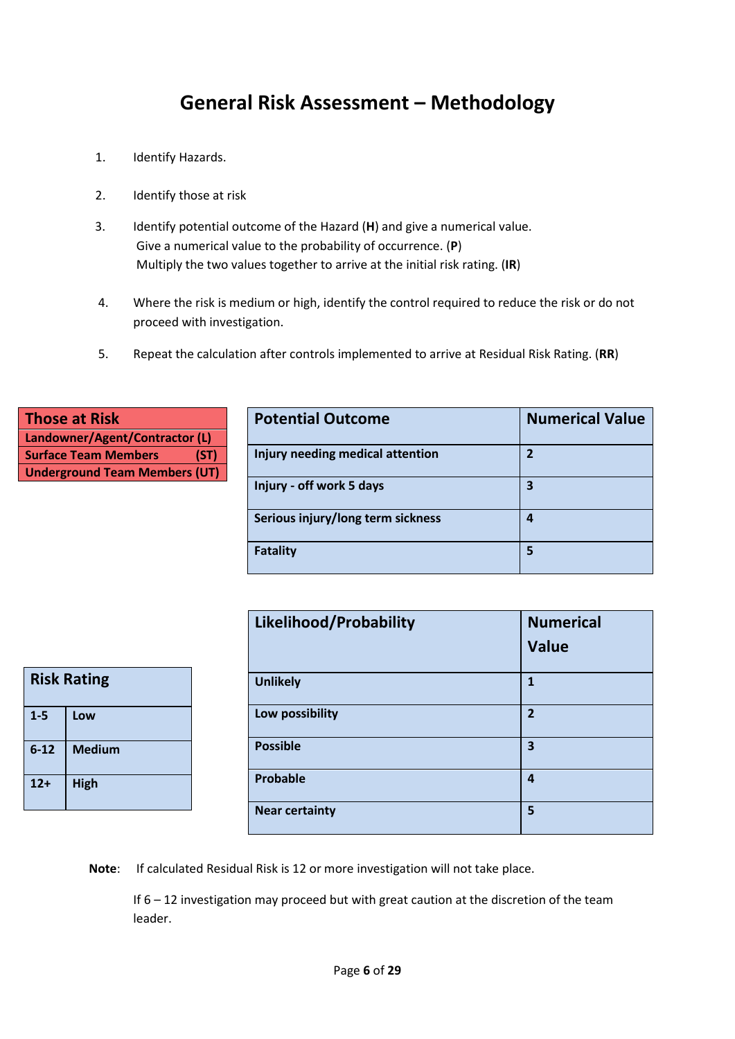# General Risk Assessment – Methodology

1. Identify Hazards.

2. Identify those at risk

3. Identify potential outcome of the Hazard (**H**) and give a numerical value.
   Give a numerical value to the probability of occurrence. (**P**)
   Multiply the two values together to arrive at the initial risk rating. (**IR**)

4. Where the risk is medium or high, identify the control required to reduce the risk or do not proceed with investigation.

5. Repeat the calculation after controls implemented to arrive at Residual Risk Rating. (**RR**)

| Those at Risk |
|---|
| **Landowner/Agent/Contractor (L)** |
| **Surface Team Members (ST)** |
| **Underground Team Members (UT)** |

| Potential Outcome | Numerical Value |
|---|---|
| **Injury needing medical attention** | **2** |
| **Injury - off work 5 days** | **3** |
| **Serious injury/long term sickness** | **4** |
| **Fatality** | **5** |

| Risk Rating | |
|---|---|
| **1-5** | **Low** |
| **6-12** | **Medium** |
| **12+** | **High** |

| Likelihood/Probability | Numerical Value |
|---|---|
| **Unlikely** | **1** |
| **Low possibility** | **2** |
| **Possible** | **3** |
| **Probable** | **4** |
| **Near certainty** | **5** |

**Note**: If calculated Residual Risk is 12 or more investigation will not take place.

If 6 – 12 investigation may proceed but with great caution at the discretion of the team leader.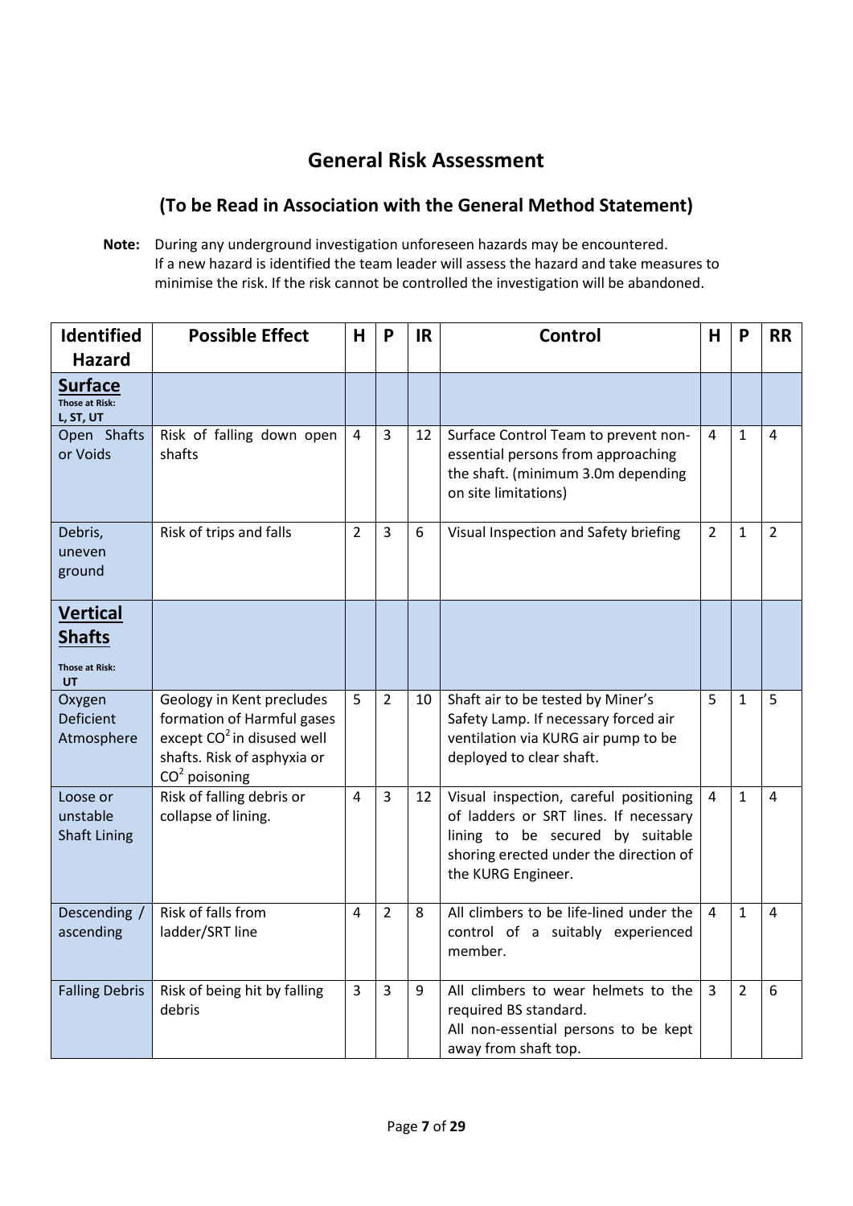# General Risk Assessment

## (To be Read in Association with the General Method Statement)

**Note:** During any underground investigation unforeseen hazards may be encountered. If a new hazard is identified the team leader will assess the hazard and take measures to minimise the risk. If the risk cannot be controlled the investigation will be abandoned.

| Identified Hazard | Possible Effect | H | P | IR | Control | H | P | RR |
|---|---|---|---|---|---|---|---|---|
| **Surface** Those at Risk: L, ST, UT | | | | | | | | |
| Open Shafts or Voids | Risk of falling down open shafts | 4 | 3 | 12 | Surface Control Team to prevent non-essential persons from approaching the shaft. (minimum 3.0m depending on site limitations) | 4 | 1 | 4 |
| Debris, uneven ground | Risk of trips and falls | 2 | 3 | 6 | Visual Inspection and Safety briefing | 2 | 1 | 2 |
| **Vertical Shafts** Those at Risk: UT | | | | | | | | |
| Oxygen Deficient Atmosphere | Geology in Kent precludes formation of Harmful gases except $CO^2$ in disused well shafts. Risk of asphyxia or $CO^2$ poisoning | 5 | 2 | 10 | Shaft air to be tested by Miner's Safety Lamp. If necessary forced air ventilation via KURG air pump to be deployed to clear shaft. | 5 | 1 | 5 |
| Loose or unstable Shaft Lining | Risk of falling debris or collapse of lining. | 4 | 3 | 12 | Visual inspection, careful positioning of ladders or SRT lines. If necessary lining to be secured by suitable shoring erected under the direction of the KURG Engineer. | 4 | 1 | 4 |
| Descending / ascending | Risk of falls from ladder/SRT line | 4 | 2 | 8 | All climbers to be life-lined under the control of a suitably experienced member. | 4 | 1 | 4 |
| Falling Debris | Risk of being hit by falling debris | 3 | 3 | 9 | All climbers to wear helmets to the required BS standard. All non-essential persons to be kept away from shaft top. | 3 | 2 | 6 |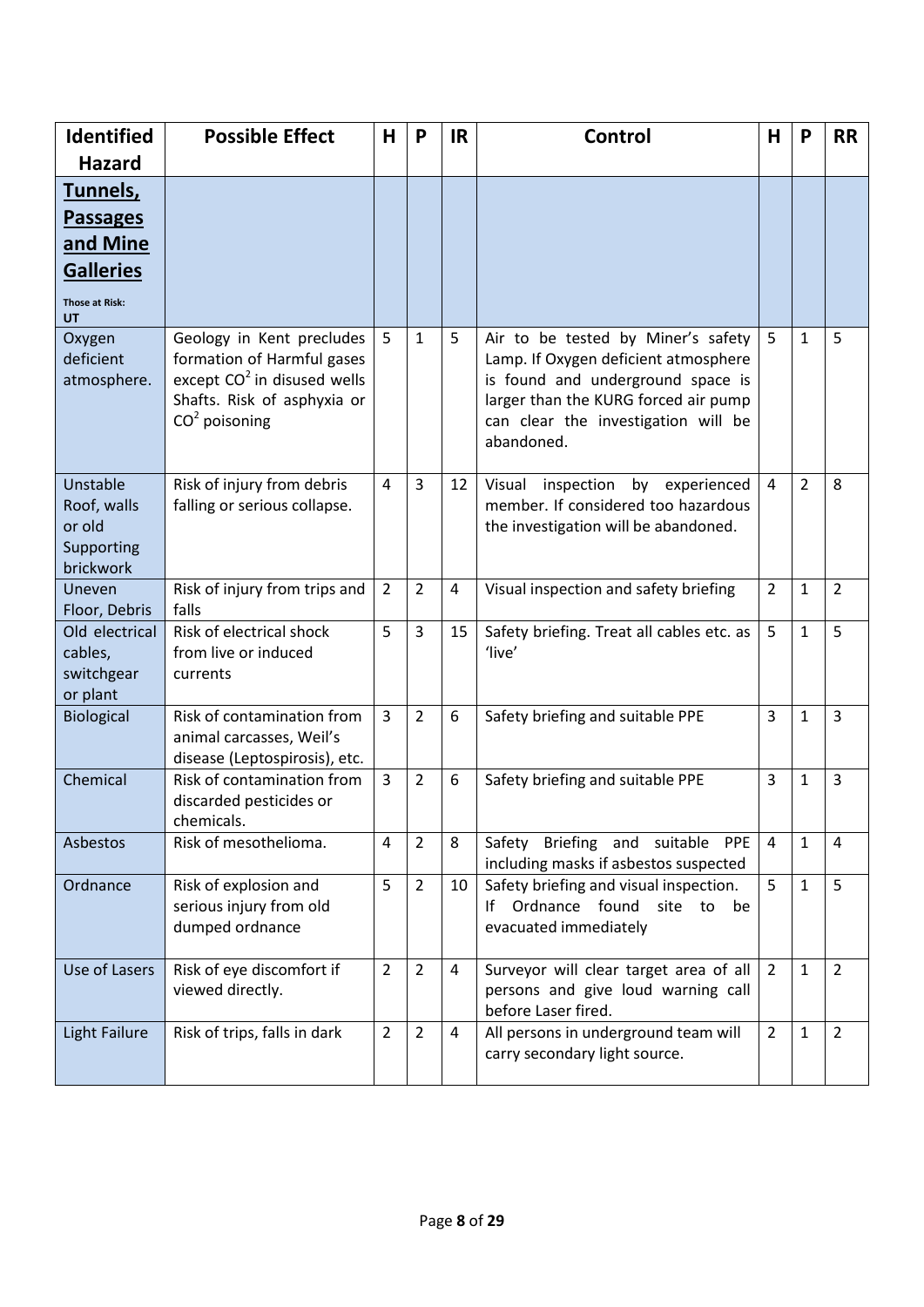| Identified Hazard | Possible Effect | H | P | IR | Control | H | P | RR |
|---|---|---|---|---|---|---|---|---|
| **Tunnels, Passages and Mine Galleries** Those at Risk: UT | | | | | | | | |
| Oxygen deficient atmosphere. | Geology in Kent precludes formation of Harmful gases except $CO^2$ in disused wells Shafts. Risk of asphyxia or $CO^2$ poisoning | 5 | 1 | 5 | Air to be tested by Miner's safety Lamp. If Oxygen deficient atmosphere is found and underground space is larger than the KURG forced air pump can clear the investigation will be abandoned. | 5 | 1 | 5 |
| Unstable Roof, walls or old Supporting brickwork | Risk of injury from debris falling or serious collapse. | 4 | 3 | 12 | Visual inspection by experienced member. If considered too hazardous the investigation will be abandoned. | 4 | 2 | 8 |
| Uneven Floor, Debris | Risk of injury from trips and falls | 2 | 2 | 4 | Visual inspection and safety briefing | 2 | 1 | 2 |
| Old electrical cables, switchgear or plant | Risk of electrical shock from live or induced currents | 5 | 3 | 15 | Safety briefing. Treat all cables etc. as 'live' | 5 | 1 | 5 |
| Biological | Risk of contamination from animal carcasses, Weil's disease (Leptospirosis), etc. | 3 | 2 | 6 | Safety briefing and suitable PPE | 3 | 1 | 3 |
| Chemical | Risk of contamination from discarded pesticides or chemicals. | 3 | 2 | 6 | Safety briefing and suitable PPE | 3 | 1 | 3 |
| Asbestos | Risk of mesothelioma. | 4 | 2 | 8 | Safety Briefing and suitable PPE including masks if asbestos suspected | 4 | 1 | 4 |
| Ordnance | Risk of explosion and serious injury from old dumped ordnance | 5 | 2 | 10 | Safety briefing and visual inspection. If Ordnance found site to be evacuated immediately | 5 | 1 | 5 |
| Use of Lasers | Risk of eye discomfort if viewed directly. | 2 | 2 | 4 | Surveyor will clear target area of all persons and give loud warning call before Laser fired. | 2 | 1 | 2 |
| Light Failure | Risk of trips, falls in dark | 2 | 2 | 4 | All persons in underground team will carry secondary light source. | 2 | 1 | 2 |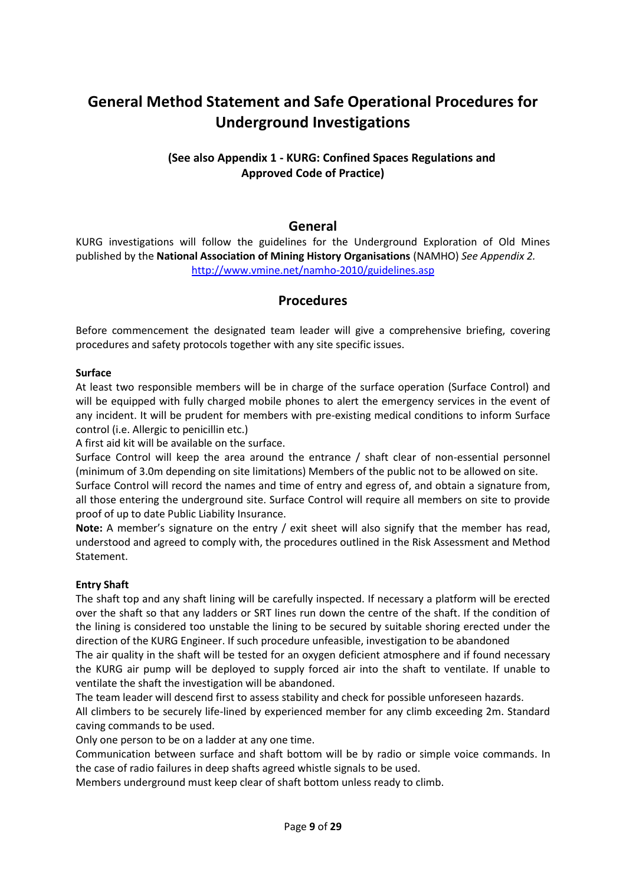# General Method Statement and Safe Operational Procedures for Underground Investigations

**(See also Appendix 1 - KURG: Confined Spaces Regulations and Approved Code of Practice)**

## General

KURG investigations will follow the guidelines for the Underground Exploration of Old Mines published by the **National Association of Mining History Organisations** (NAMHO) *See Appendix 2.*
http://www.vmine.net/namho-2010/guidelines.asp

## Procedures

Before commencement the designated team leader will give a comprehensive briefing, covering procedures and safety protocols together with any site specific issues.

**Surface**

At least two responsible members will be in charge of the surface operation (Surface Control) and will be equipped with fully charged mobile phones to alert the emergency services in the event of any incident. It will be prudent for members with pre-existing medical conditions to inform Surface control (i.e. Allergic to penicillin etc.)

A first aid kit will be available on the surface.

Surface Control will keep the area around the entrance / shaft clear of non-essential personnel (minimum of 3.0m depending on site limitations) Members of the public not to be allowed on site.

Surface Control will record the names and time of entry and egress of, and obtain a signature from, all those entering the underground site. Surface Control will require all members on site to provide proof of up to date Public Liability Insurance.

**Note:** A member's signature on the entry / exit sheet will also signify that the member has read, understood and agreed to comply with, the procedures outlined in the Risk Assessment and Method Statement.

**Entry Shaft**

The shaft top and any shaft lining will be carefully inspected. If necessary a platform will be erected over the shaft so that any ladders or SRT lines run down the centre of the shaft. If the condition of the lining is considered too unstable the lining to be secured by suitable shoring erected under the direction of the KURG Engineer. If such procedure unfeasible, investigation to be abandoned

The air quality in the shaft will be tested for an oxygen deficient atmosphere and if found necessary the KURG air pump will be deployed to supply forced air into the shaft to ventilate. If unable to ventilate the shaft the investigation will be abandoned.

The team leader will descend first to assess stability and check for possible unforeseen hazards.

All climbers to be securely life-lined by experienced member for any climb exceeding 2m. Standard caving commands to be used.

Only one person to be on a ladder at any one time.

Communication between surface and shaft bottom will be by radio or simple voice commands. In the case of radio failures in deep shafts agreed whistle signals to be used.

Members underground must keep clear of shaft bottom unless ready to climb.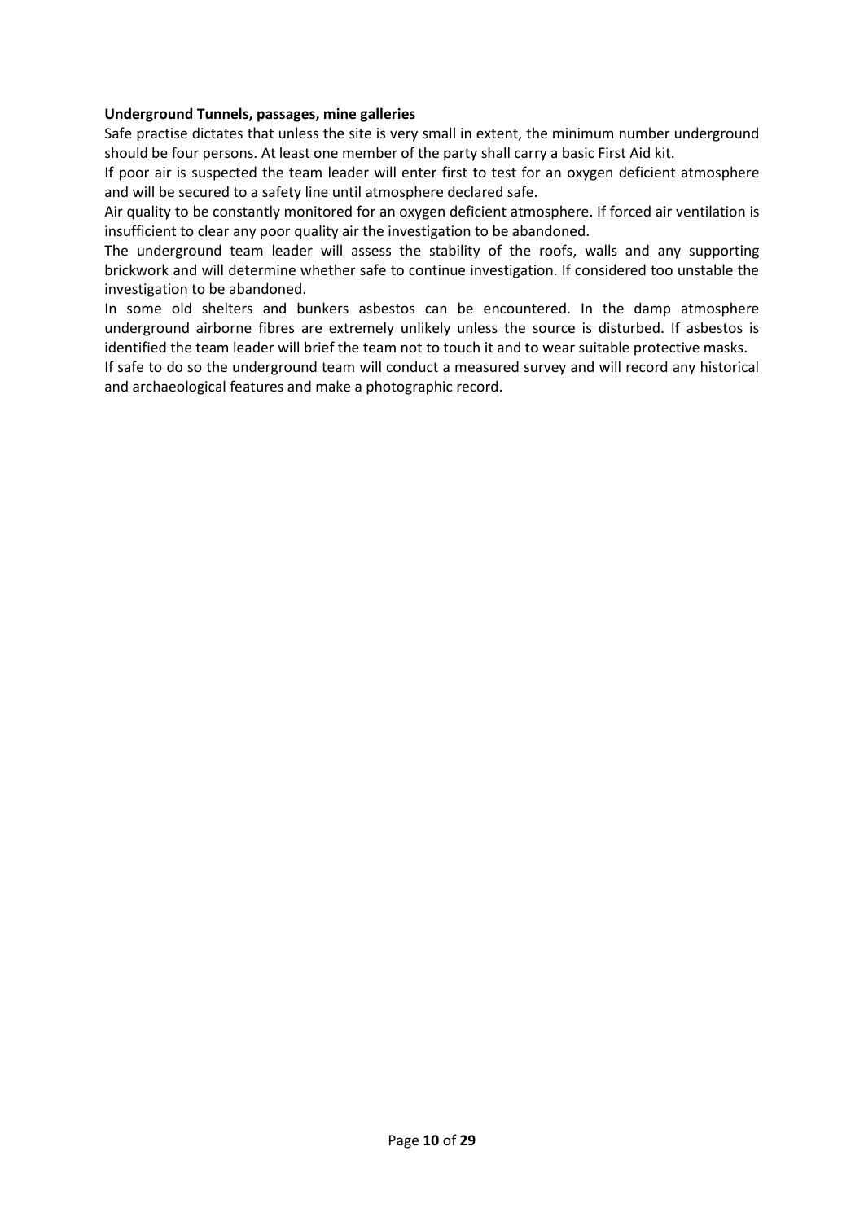**Underground Tunnels, passages, mine galleries**

Safe practise dictates that unless the site is very small in extent, the minimum number underground should be four persons. At least one member of the party shall carry a basic First Aid kit.

If poor air is suspected the team leader will enter first to test for an oxygen deficient atmosphere and will be secured to a safety line until atmosphere declared safe.

Air quality to be constantly monitored for an oxygen deficient atmosphere. If forced air ventilation is insufficient to clear any poor quality air the investigation to be abandoned.

The underground team leader will assess the stability of the roofs, walls and any supporting brickwork and will determine whether safe to continue investigation. If considered too unstable the investigation to be abandoned.

In some old shelters and bunkers asbestos can be encountered. In the damp atmosphere underground airborne fibres are extremely unlikely unless the source is disturbed. If asbestos is identified the team leader will brief the team not to touch it and to wear suitable protective masks.

If safe to do so the underground team will conduct a measured survey and will record any historical and archaeological features and make a photographic record.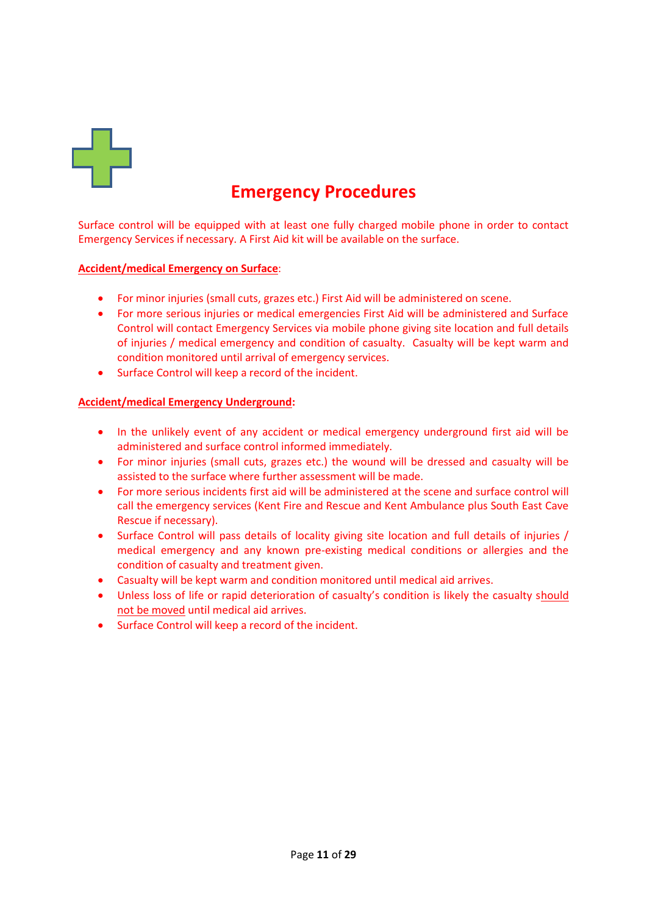# Emergency Procedures

Surface control will be equipped with at least one fully charged mobile phone in order to contact Emergency Services if necessary. A First Aid kit will be available on the surface.

**Accident/medical Emergency on Surface**:

- For minor injuries (small cuts, grazes etc.) First Aid will be administered on scene.
- For more serious injuries or medical emergencies First Aid will be administered and Surface Control will contact Emergency Services via mobile phone giving site location and full details of injuries / medical emergency and condition of casualty. Casualty will be kept warm and condition monitored until arrival of emergency services.
- Surface Control will keep a record of the incident.

**Accident/medical Emergency Underground:**

- In the unlikely event of any accident or medical emergency underground first aid will be administered and surface control informed immediately.
- For minor injuries (small cuts, grazes etc.) the wound will be dressed and casualty will be assisted to the surface where further assessment will be made.
- For more serious incidents first aid will be administered at the scene and surface control will call the emergency services (Kent Fire and Rescue and Kent Ambulance plus South East Cave Rescue if necessary).
- Surface Control will pass details of locality giving site location and full details of injuries / medical emergency and any known pre-existing medical conditions or allergies and the condition of casualty and treatment given.
- Casualty will be kept warm and condition monitored until medical aid arrives.
- Unless loss of life or rapid deterioration of casualty's condition is likely the casualty should not be moved until medical aid arrives.
- Surface Control will keep a record of the incident.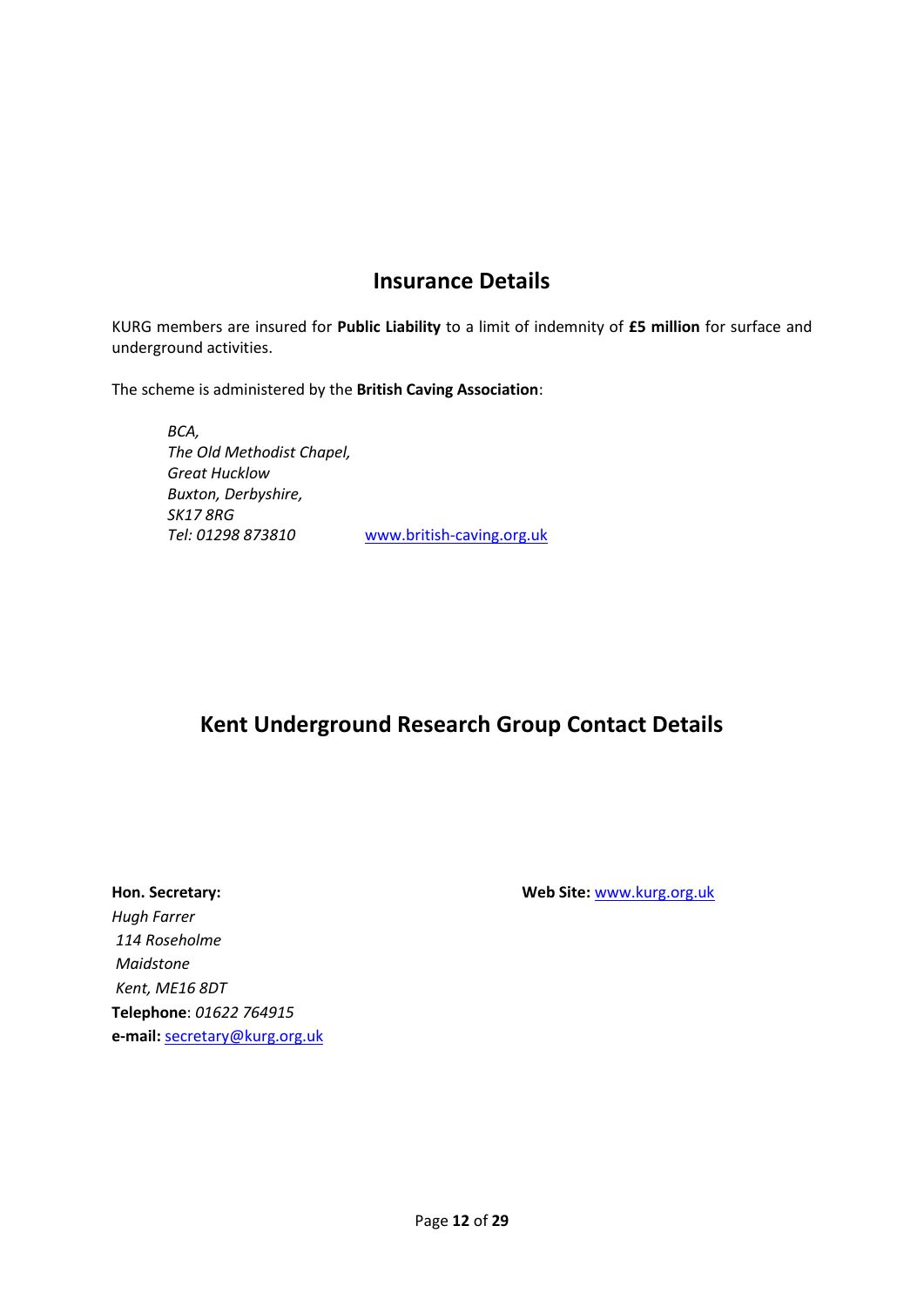## Insurance Details

KURG members are insured for **Public Liability** to a limit of indemnity of **£5 million** for surface and underground activities.

The scheme is administered by the **British Caving Association**:

*BCA,*
*The Old Methodist Chapel,*
*Great Hucklow*
*Buxton, Derbyshire,*
*SK17 8RG*
*Tel: 01298 873810* www.british-caving.org.uk

## Kent Underground Research Group Contact Details

**Hon. Secretary:**
*Hugh Farrer*
*114 Roseholme*
*Maidstone*
*Kent, ME16 8DT*
**Telephone**: *01622 764915*
**e-mail:** secretary@kurg.org.uk

**Web Site:** www.kurg.org.uk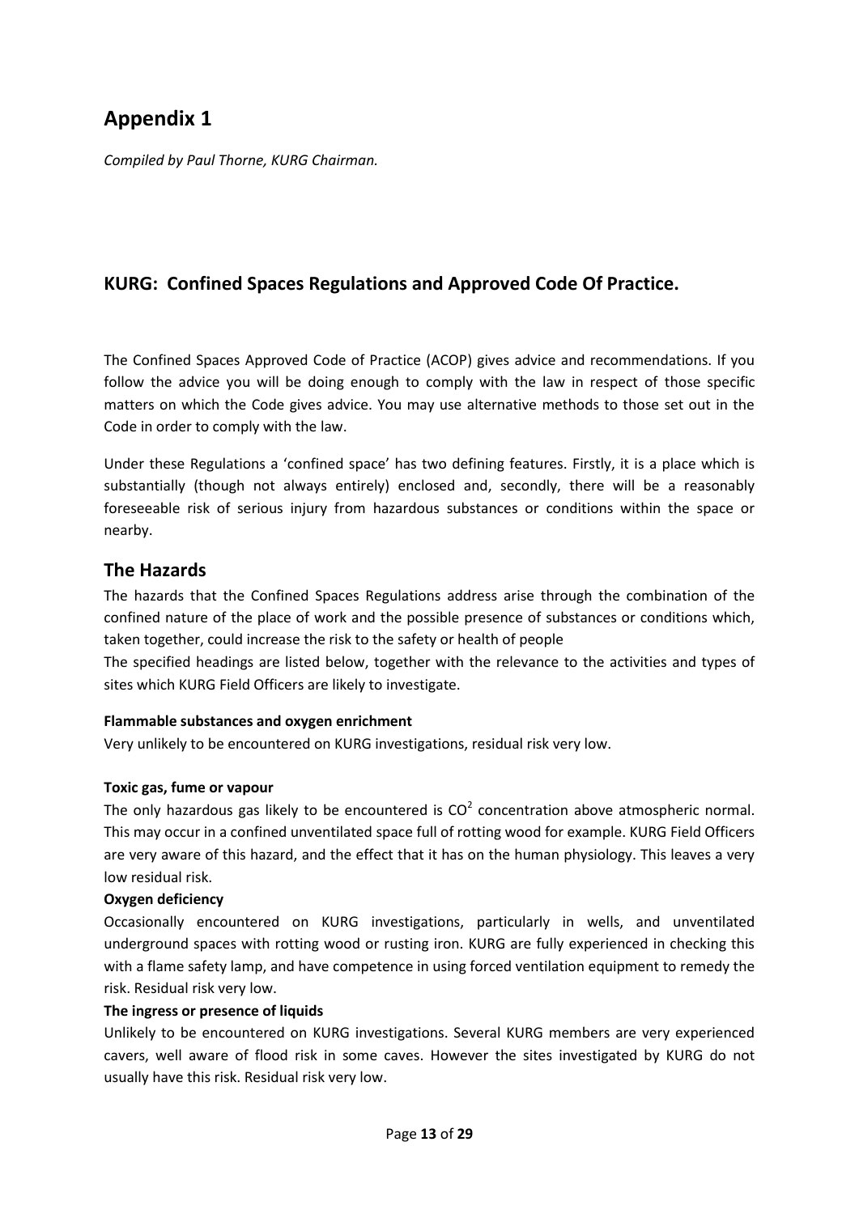# Appendix 1

*Compiled by Paul Thorne, KURG Chairman.*

## KURG: Confined Spaces Regulations and Approved Code Of Practice.

The Confined Spaces Approved Code of Practice (ACOP) gives advice and recommendations. If you follow the advice you will be doing enough to comply with the law in respect of those specific matters on which the Code gives advice. You may use alternative methods to those set out in the Code in order to comply with the law.

Under these Regulations a 'confined space' has two defining features. Firstly, it is a place which is substantially (though not always entirely) enclosed and, secondly, there will be a reasonably foreseeable risk of serious injury from hazardous substances or conditions within the space or nearby.

## The Hazards

The hazards that the Confined Spaces Regulations address arise through the combination of the confined nature of the place of work and the possible presence of substances or conditions which, taken together, could increase the risk to the safety or health of people

The specified headings are listed below, together with the relevance to the activities and types of sites which KURG Field Officers are likely to investigate.

**Flammable substances and oxygen enrichment**

Very unlikely to be encountered on KURG investigations, residual risk very low.

**Toxic gas, fume or vapour**

The only hazardous gas likely to be encountered is $CO^2$ concentration above atmospheric normal. This may occur in a confined unventilated space full of rotting wood for example. KURG Field Officers are very aware of this hazard, and the effect that it has on the human physiology. This leaves a very low residual risk.

**Oxygen deficiency**

Occasionally encountered on KURG investigations, particularly in wells, and unventilated underground spaces with rotting wood or rusting iron. KURG are fully experienced in checking this with a flame safety lamp, and have competence in using forced ventilation equipment to remedy the risk. Residual risk very low.

**The ingress or presence of liquids**

Unlikely to be encountered on KURG investigations. Several KURG members are very experienced cavers, well aware of flood risk in some caves. However the sites investigated by KURG do not usually have this risk. Residual risk very low.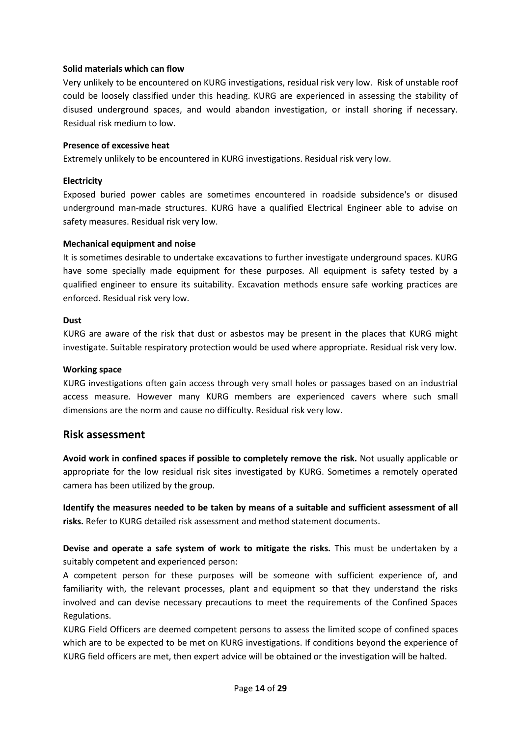**Solid materials which can flow**

Very unlikely to be encountered on KURG investigations, residual risk very low. Risk of unstable roof could be loosely classified under this heading. KURG are experienced in assessing the stability of disused underground spaces, and would abandon investigation, or install shoring if necessary. Residual risk medium to low.

**Presence of excessive heat**

Extremely unlikely to be encountered in KURG investigations. Residual risk very low.

**Electricity**

Exposed buried power cables are sometimes encountered in roadside subsidence's or disused underground man-made structures. KURG have a qualified Electrical Engineer able to advise on safety measures. Residual risk very low.

**Mechanical equipment and noise**

It is sometimes desirable to undertake excavations to further investigate underground spaces. KURG have some specially made equipment for these purposes. All equipment is safety tested by a qualified engineer to ensure its suitability. Excavation methods ensure safe working practices are enforced. Residual risk very low.

**Dust**

KURG are aware of the risk that dust or asbestos may be present in the places that KURG might investigate. Suitable respiratory protection would be used where appropriate. Residual risk very low.

**Working space**

KURG investigations often gain access through very small holes or passages based on an industrial access measure. However many KURG members are experienced cavers where such small dimensions are the norm and cause no difficulty. Residual risk very low.

## Risk assessment

**Avoid work in confined spaces if possible to completely remove the risk.** Not usually applicable or appropriate for the low residual risk sites investigated by KURG. Sometimes a remotely operated camera has been utilized by the group.

**Identify the measures needed to be taken by means of a suitable and sufficient assessment of all risks.** Refer to KURG detailed risk assessment and method statement documents.

**Devise and operate a safe system of work to mitigate the risks.** This must be undertaken by a suitably competent and experienced person:

A competent person for these purposes will be someone with sufficient experience of, and familiarity with, the relevant processes, plant and equipment so that they understand the risks involved and can devise necessary precautions to meet the requirements of the Confined Spaces Regulations.

KURG Field Officers are deemed competent persons to assess the limited scope of confined spaces which are to be expected to be met on KURG investigations. If conditions beyond the experience of KURG field officers are met, then expert advice will be obtained or the investigation will be halted.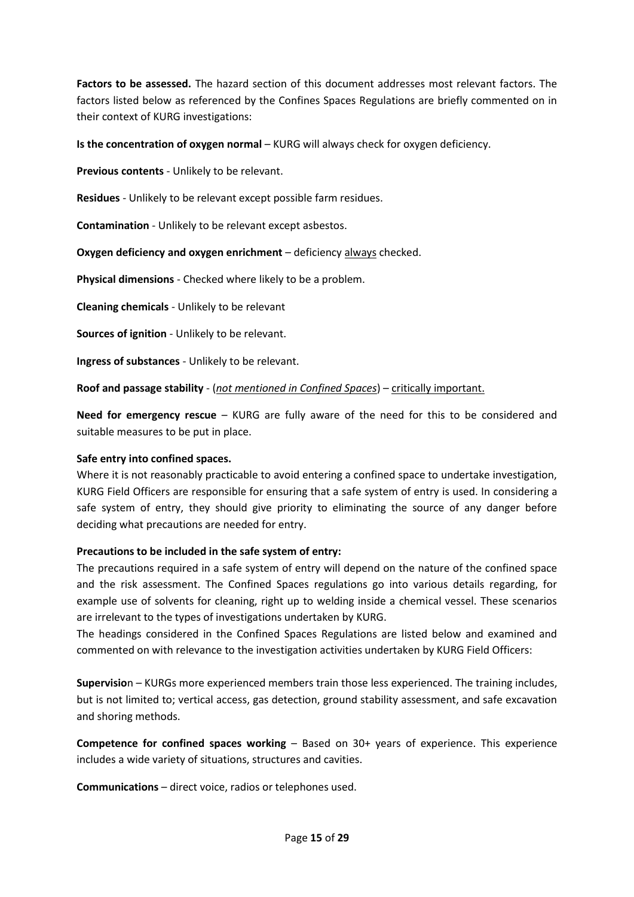**Factors to be assessed.** The hazard section of this document addresses most relevant factors. The factors listed below as referenced by the Confines Spaces Regulations are briefly commented on in their context of KURG investigations:

**Is the concentration of oxygen normal** – KURG will always check for oxygen deficiency.

**Previous contents** - Unlikely to be relevant.

**Residues** - Unlikely to be relevant except possible farm residues.

**Contamination** - Unlikely to be relevant except asbestos.

**Oxygen deficiency and oxygen enrichment** – deficiency always checked.

**Physical dimensions** - Checked where likely to be a problem.

**Cleaning chemicals** - Unlikely to be relevant

**Sources of ignition** - Unlikely to be relevant.

**Ingress of substances** - Unlikely to be relevant.

**Roof and passage stability** - (*not mentioned in Confined Spaces*) – critically important.

**Need for emergency rescue** – KURG are fully aware of the need for this to be considered and suitable measures to be put in place.

**Safe entry into confined spaces.**

Where it is not reasonably practicable to avoid entering a confined space to undertake investigation, KURG Field Officers are responsible for ensuring that a safe system of entry is used. In considering a safe system of entry, they should give priority to eliminating the source of any danger before deciding what precautions are needed for entry.

**Precautions to be included in the safe system of entry:**

The precautions required in a safe system of entry will depend on the nature of the confined space and the risk assessment. The Confined Spaces regulations go into various details regarding, for example use of solvents for cleaning, right up to welding inside a chemical vessel. These scenarios are irrelevant to the types of investigations undertaken by KURG.

The headings considered in the Confined Spaces Regulations are listed below and examined and commented on with relevance to the investigation activities undertaken by KURG Field Officers:

**Supervisio**n – KURGs more experienced members train those less experienced. The training includes, but is not limited to; vertical access, gas detection, ground stability assessment, and safe excavation and shoring methods.

**Competence for confined spaces working** – Based on 30+ years of experience. This experience includes a wide variety of situations, structures and cavities.

**Communications** – direct voice, radios or telephones used.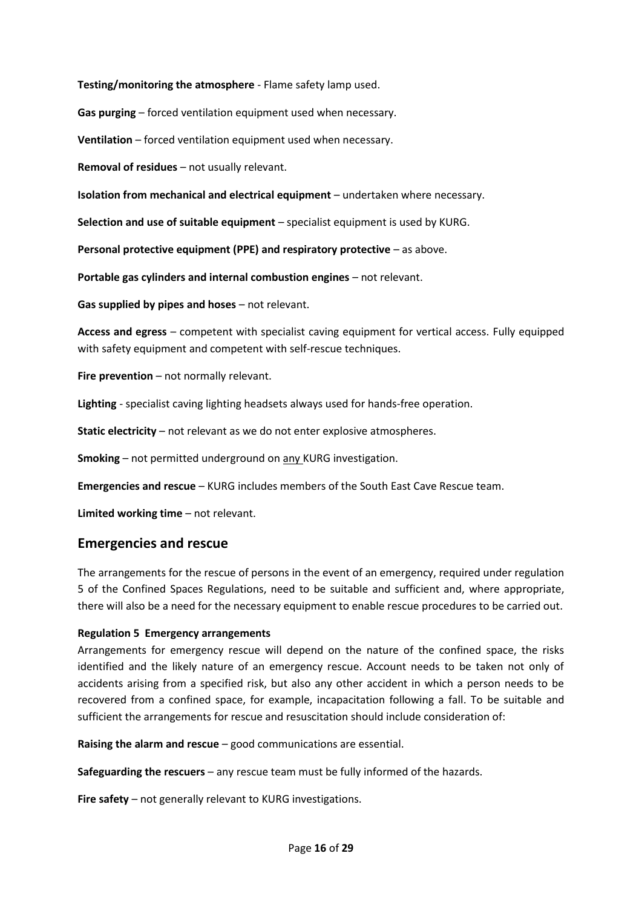**Testing/monitoring the atmosphere** - Flame safety lamp used.

**Gas purging** – forced ventilation equipment used when necessary.

**Ventilation** – forced ventilation equipment used when necessary.

**Removal of residues** – not usually relevant.

**Isolation from mechanical and electrical equipment** – undertaken where necessary.

**Selection and use of suitable equipment** – specialist equipment is used by KURG.

**Personal protective equipment (PPE) and respiratory protective** – as above.

**Portable gas cylinders and internal combustion engines** – not relevant.

**Gas supplied by pipes and hoses** – not relevant.

**Access and egress** – competent with specialist caving equipment for vertical access. Fully equipped with safety equipment and competent with self-rescue techniques.

**Fire prevention** – not normally relevant.

**Lighting** - specialist caving lighting headsets always used for hands-free operation.

**Static electricity** – not relevant as we do not enter explosive atmospheres.

**Smoking** – not permitted underground on <u>any</u> KURG investigation.

**Emergencies and rescue** – KURG includes members of the South East Cave Rescue team.

**Limited working time** – not relevant.

## Emergencies and rescue

The arrangements for the rescue of persons in the event of an emergency, required under regulation 5 of the Confined Spaces Regulations, need to be suitable and sufficient and, where appropriate, there will also be a need for the necessary equipment to enable rescue procedures to be carried out.

**Regulation 5 Emergency arrangements**

Arrangements for emergency rescue will depend on the nature of the confined space, the risks identified and the likely nature of an emergency rescue. Account needs to be taken not only of accidents arising from a specified risk, but also any other accident in which a person needs to be recovered from a confined space, for example, incapacitation following a fall. To be suitable and sufficient the arrangements for rescue and resuscitation should include consideration of:

**Raising the alarm and rescue** – good communications are essential.

**Safeguarding the rescuers** – any rescue team must be fully informed of the hazards.

**Fire safety** – not generally relevant to KURG investigations.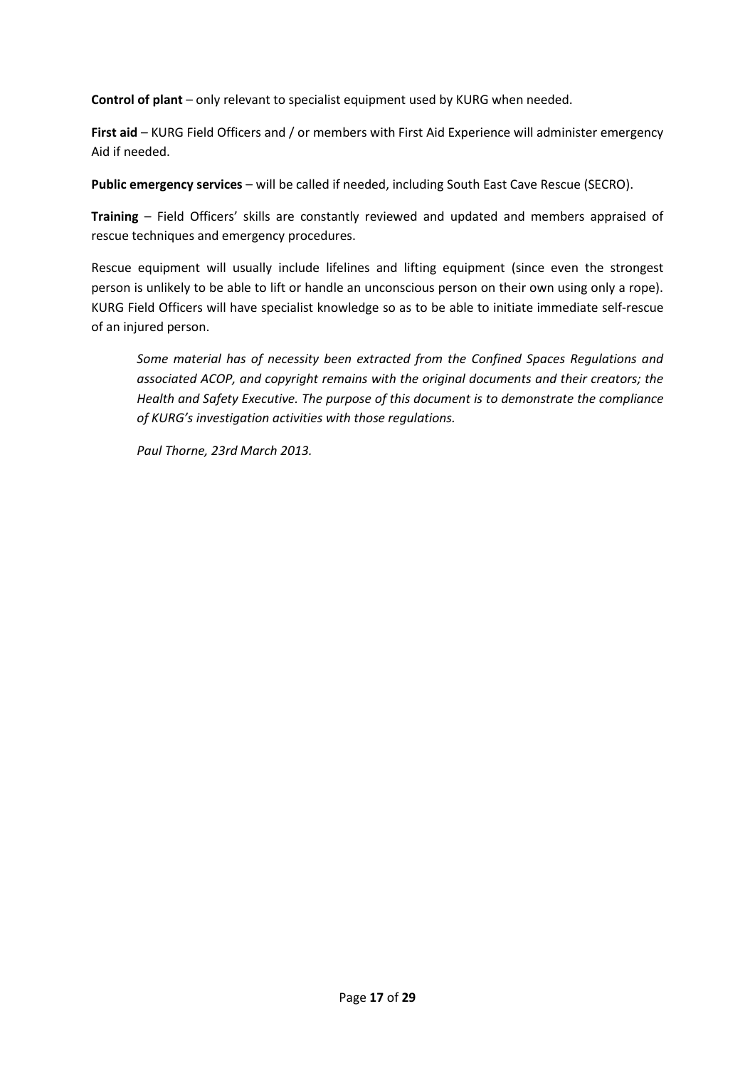**Control of plant** – only relevant to specialist equipment used by KURG when needed.

**First aid** – KURG Field Officers and / or members with First Aid Experience will administer emergency Aid if needed.

**Public emergency services** – will be called if needed, including South East Cave Rescue (SECRO).

**Training** – Field Officers' skills are constantly reviewed and updated and members appraised of rescue techniques and emergency procedures.

Rescue equipment will usually include lifelines and lifting equipment (since even the strongest person is unlikely to be able to lift or handle an unconscious person on their own using only a rope). KURG Field Officers will have specialist knowledge so as to be able to initiate immediate self-rescue of an injured person.

*Some material has of necessity been extracted from the Confined Spaces Regulations and associated ACOP, and copyright remains with the original documents and their creators; the Health and Safety Executive. The purpose of this document is to demonstrate the compliance of KURG's investigation activities with those regulations.*

*Paul Thorne, 23rd March 2013.*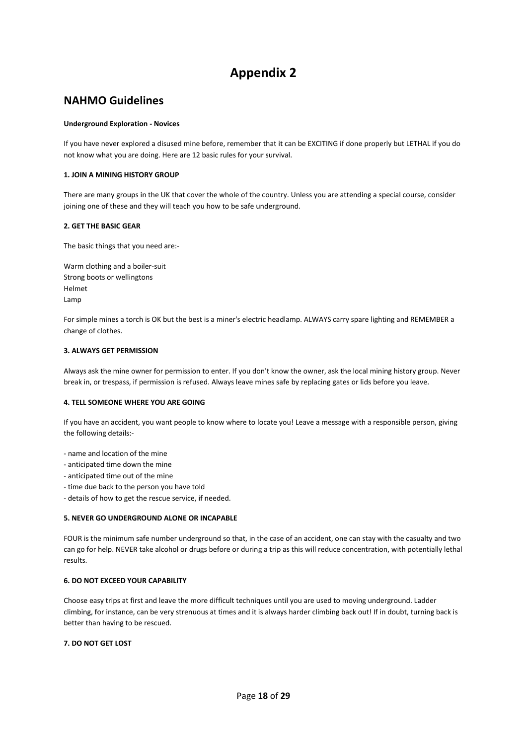# Appendix 2

## NAHMO Guidelines

**Underground Exploration - Novices**

If you have never explored a disused mine before, remember that it can be EXCITING if done properly but LETHAL if you do not know what you are doing. Here are 12 basic rules for your survival.

**1. JOIN A MINING HISTORY GROUP**

There are many groups in the UK that cover the whole of the country. Unless you are attending a special course, consider joining one of these and they will teach you how to be safe underground.

**2. GET THE BASIC GEAR**

The basic things that you need are:-

Warm clothing and a boiler-suit
Strong boots or wellingtons
Helmet
Lamp

For simple mines a torch is OK but the best is a miner's electric headlamp. ALWAYS carry spare lighting and REMEMBER a change of clothes.

**3. ALWAYS GET PERMISSION**

Always ask the mine owner for permission to enter. If you don't know the owner, ask the local mining history group. Never break in, or trespass, if permission is refused. Always leave mines safe by replacing gates or lids before you leave.

**4. TELL SOMEONE WHERE YOU ARE GOING**

If you have an accident, you want people to know where to locate you! Leave a message with a responsible person, giving the following details:-

- name and location of the mine
- anticipated time down the mine
- anticipated time out of the mine
- time due back to the person you have told
- details of how to get the rescue service, if needed.

**5. NEVER GO UNDERGROUND ALONE OR INCAPABLE**

FOUR is the minimum safe number underground so that, in the case of an accident, one can stay with the casualty and two can go for help. NEVER take alcohol or drugs before or during a trip as this will reduce concentration, with potentially lethal results.

**6. DO NOT EXCEED YOUR CAPABILITY**

Choose easy trips at first and leave the more difficult techniques until you are used to moving underground. Ladder climbing, for instance, can be very strenuous at times and it is always harder climbing back out! If in doubt, turning back is better than having to be rescued.

**7. DO NOT GET LOST**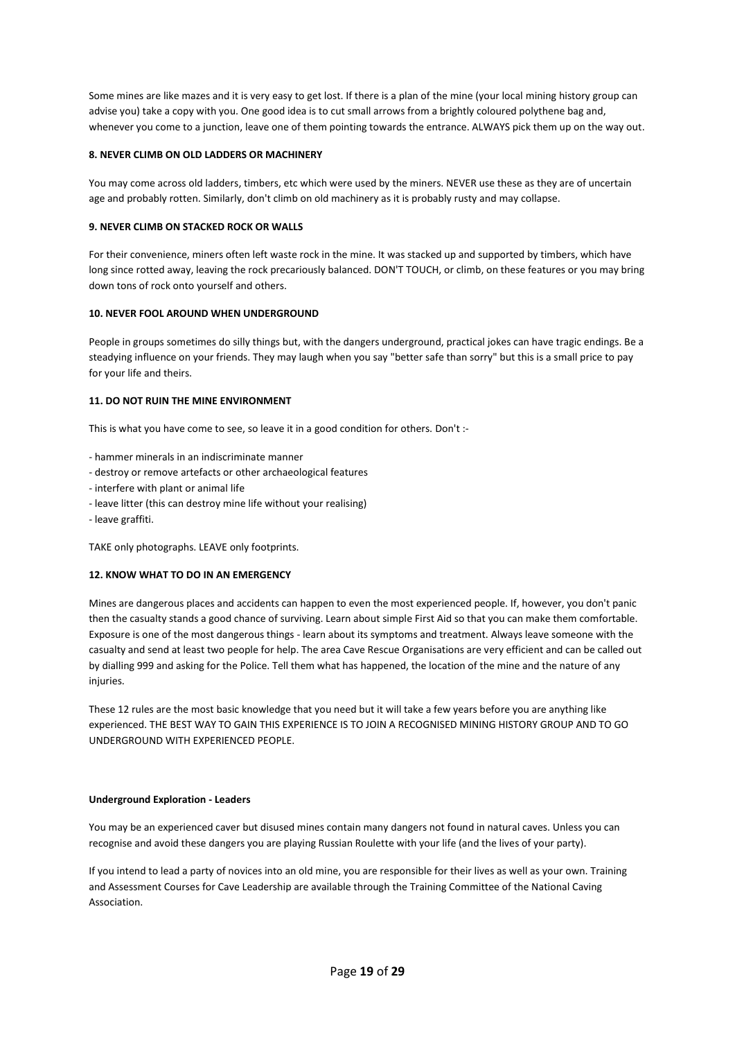Some mines are like mazes and it is very easy to get lost. If there is a plan of the mine (your local mining history group can advise you) take a copy with you. One good idea is to cut small arrows from a brightly coloured polythene bag and, whenever you come to a junction, leave one of them pointing towards the entrance. ALWAYS pick them up on the way out.

**8. NEVER CLIMB ON OLD LADDERS OR MACHINERY**

You may come across old ladders, timbers, etc which were used by the miners. NEVER use these as they are of uncertain age and probably rotten. Similarly, don't climb on old machinery as it is probably rusty and may collapse.

**9. NEVER CLIMB ON STACKED ROCK OR WALLS**

For their convenience, miners often left waste rock in the mine. It was stacked up and supported by timbers, which have long since rotted away, leaving the rock precariously balanced. DON'T TOUCH, or climb, on these features or you may bring down tons of rock onto yourself and others.

**10. NEVER FOOL AROUND WHEN UNDERGROUND**

People in groups sometimes do silly things but, with the dangers underground, practical jokes can have tragic endings. Be a steadying influence on your friends. They may laugh when you say "better safe than sorry" but this is a small price to pay for your life and theirs.

**11. DO NOT RUIN THE MINE ENVIRONMENT**

This is what you have come to see, so leave it in a good condition for others. Don't :-

- hammer minerals in an indiscriminate manner
- destroy or remove artefacts or other archaeological features
- interfere with plant or animal life
- leave litter (this can destroy mine life without your realising)
- leave graffiti.

TAKE only photographs. LEAVE only footprints.

**12. KNOW WHAT TO DO IN AN EMERGENCY**

Mines are dangerous places and accidents can happen to even the most experienced people. If, however, you don't panic then the casualty stands a good chance of surviving. Learn about simple First Aid so that you can make them comfortable. Exposure is one of the most dangerous things - learn about its symptoms and treatment. Always leave someone with the casualty and send at least two people for help. The area Cave Rescue Organisations are very efficient and can be called out by dialling 999 and asking for the Police. Tell them what has happened, the location of the mine and the nature of any injuries.

These 12 rules are the most basic knowledge that you need but it will take a few years before you are anything like experienced. THE BEST WAY TO GAIN THIS EXPERIENCE IS TO JOIN A RECOGNISED MINING HISTORY GROUP AND TO GO UNDERGROUND WITH EXPERIENCED PEOPLE.

**Underground Exploration - Leaders**

You may be an experienced caver but disused mines contain many dangers not found in natural caves. Unless you can recognise and avoid these dangers you are playing Russian Roulette with your life (and the lives of your party).

If you intend to lead a party of novices into an old mine, you are responsible for their lives as well as your own. Training and Assessment Courses for Cave Leadership are available through the Training Committee of the National Caving Association.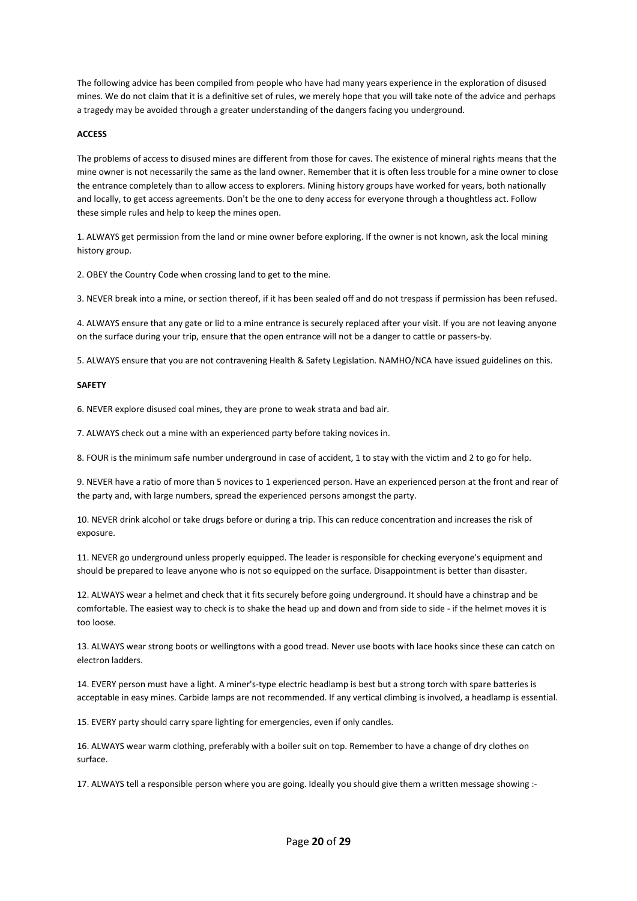The following advice has been compiled from people who have had many years experience in the exploration of disused mines. We do not claim that it is a definitive set of rules, we merely hope that you will take note of the advice and perhaps a tragedy may be avoided through a greater understanding of the dangers facing you underground.

**ACCESS**

The problems of access to disused mines are different from those for caves. The existence of mineral rights means that the mine owner is not necessarily the same as the land owner. Remember that it is often less trouble for a mine owner to close the entrance completely than to allow access to explorers. Mining history groups have worked for years, both nationally and locally, to get access agreements. Don't be the one to deny access for everyone through a thoughtless act. Follow these simple rules and help to keep the mines open.

1. ALWAYS get permission from the land or mine owner before exploring. If the owner is not known, ask the local mining history group.

2. OBEY the Country Code when crossing land to get to the mine.

3. NEVER break into a mine, or section thereof, if it has been sealed off and do not trespass if permission has been refused.

4. ALWAYS ensure that any gate or lid to a mine entrance is securely replaced after your visit. If you are not leaving anyone on the surface during your trip, ensure that the open entrance will not be a danger to cattle or passers-by.

5. ALWAYS ensure that you are not contravening Health & Safety Legislation. NAMHO/NCA have issued guidelines on this.

**SAFETY**

6. NEVER explore disused coal mines, they are prone to weak strata and bad air.

7. ALWAYS check out a mine with an experienced party before taking novices in.

8. FOUR is the minimum safe number underground in case of accident, 1 to stay with the victim and 2 to go for help.

9. NEVER have a ratio of more than 5 novices to 1 experienced person. Have an experienced person at the front and rear of the party and, with large numbers, spread the experienced persons amongst the party.

10. NEVER drink alcohol or take drugs before or during a trip. This can reduce concentration and increases the risk of exposure.

11. NEVER go underground unless properly equipped. The leader is responsible for checking everyone's equipment and should be prepared to leave anyone who is not so equipped on the surface. Disappointment is better than disaster.

12. ALWAYS wear a helmet and check that it fits securely before going underground. It should have a chinstrap and be comfortable. The easiest way to check is to shake the head up and down and from side to side - if the helmet moves it is too loose.

13. ALWAYS wear strong boots or wellingtons with a good tread. Never use boots with lace hooks since these can catch on electron ladders.

14. EVERY person must have a light. A miner's-type electric headlamp is best but a strong torch with spare batteries is acceptable in easy mines. Carbide lamps are not recommended. If any vertical climbing is involved, a headlamp is essential.

15. EVERY party should carry spare lighting for emergencies, even if only candles.

16. ALWAYS wear warm clothing, preferably with a boiler suit on top. Remember to have a change of dry clothes on surface.

17. ALWAYS tell a responsible person where you are going. Ideally you should give them a written message showing :-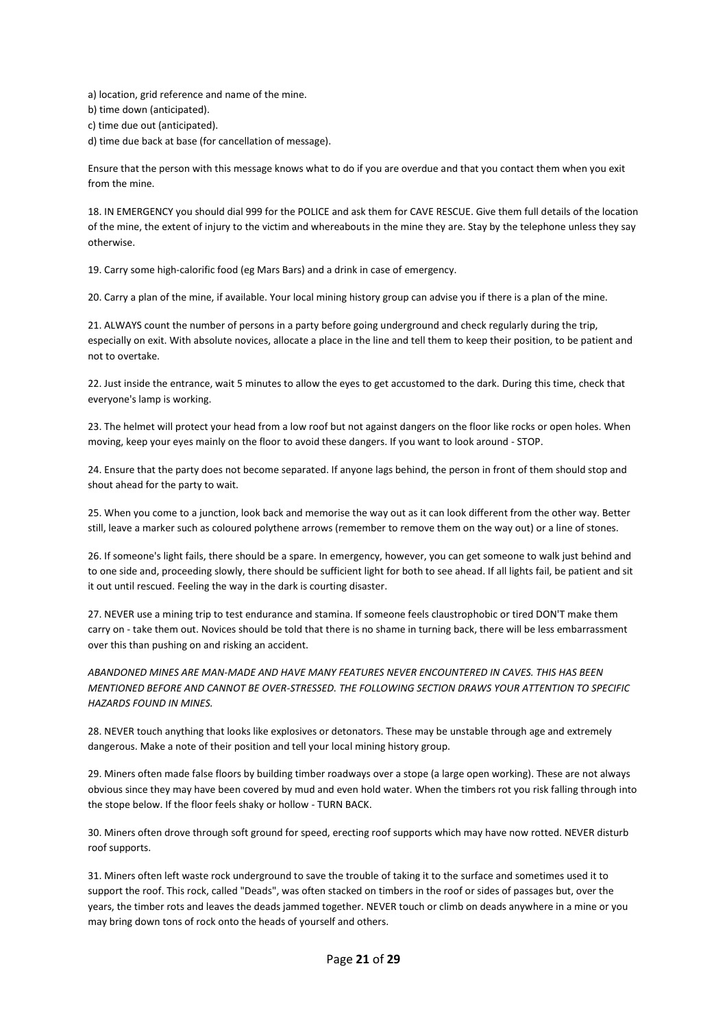a) location, grid reference and name of the mine.
b) time down (anticipated).
c) time due out (anticipated).
d) time due back at base (for cancellation of message).

Ensure that the person with this message knows what to do if you are overdue and that you contact them when you exit from the mine.

18. IN EMERGENCY you should dial 999 for the POLICE and ask them for CAVE RESCUE. Give them full details of the location of the mine, the extent of injury to the victim and whereabouts in the mine they are. Stay by the telephone unless they say otherwise.

19. Carry some high-calorific food (eg Mars Bars) and a drink in case of emergency.

20. Carry a plan of the mine, if available. Your local mining history group can advise you if there is a plan of the mine.

21. ALWAYS count the number of persons in a party before going underground and check regularly during the trip, especially on exit. With absolute novices, allocate a place in the line and tell them to keep their position, to be patient and not to overtake.

22. Just inside the entrance, wait 5 minutes to allow the eyes to get accustomed to the dark. During this time, check that everyone's lamp is working.

23. The helmet will protect your head from a low roof but not against dangers on the floor like rocks or open holes. When moving, keep your eyes mainly on the floor to avoid these dangers. If you want to look around - STOP.

24. Ensure that the party does not become separated. If anyone lags behind, the person in front of them should stop and shout ahead for the party to wait.

25. When you come to a junction, look back and memorise the way out as it can look different from the other way. Better still, leave a marker such as coloured polythene arrows (remember to remove them on the way out) or a line of stones.

26. If someone's light fails, there should be a spare. In emergency, however, you can get someone to walk just behind and to one side and, proceeding slowly, there should be sufficient light for both to see ahead. If all lights fail, be patient and sit it out until rescued. Feeling the way in the dark is courting disaster.

27. NEVER use a mining trip to test endurance and stamina. If someone feels claustrophobic or tired DON'T make them carry on - take them out. Novices should be told that there is no shame in turning back, there will be less embarrassment over this than pushing on and risking an accident.

*ABANDONED MINES ARE MAN-MADE AND HAVE MANY FEATURES NEVER ENCOUNTERED IN CAVES. THIS HAS BEEN MENTIONED BEFORE AND CANNOT BE OVER-STRESSED. THE FOLLOWING SECTION DRAWS YOUR ATTENTION TO SPECIFIC HAZARDS FOUND IN MINES.*

28. NEVER touch anything that looks like explosives or detonators. These may be unstable through age and extremely dangerous. Make a note of their position and tell your local mining history group.

29. Miners often made false floors by building timber roadways over a stope (a large open working). These are not always obvious since they may have been covered by mud and even hold water. When the timbers rot you risk falling through into the stope below. If the floor feels shaky or hollow - TURN BACK.

30. Miners often drove through soft ground for speed, erecting roof supports which may have now rotted. NEVER disturb roof supports.

31. Miners often left waste rock underground to save the trouble of taking it to the surface and sometimes used it to support the roof. This rock, called "Deads", was often stacked on timbers in the roof or sides of passages but, over the years, the timber rots and leaves the deads jammed together. NEVER touch or climb on deads anywhere in a mine or you may bring down tons of rock onto the heads of yourself and others.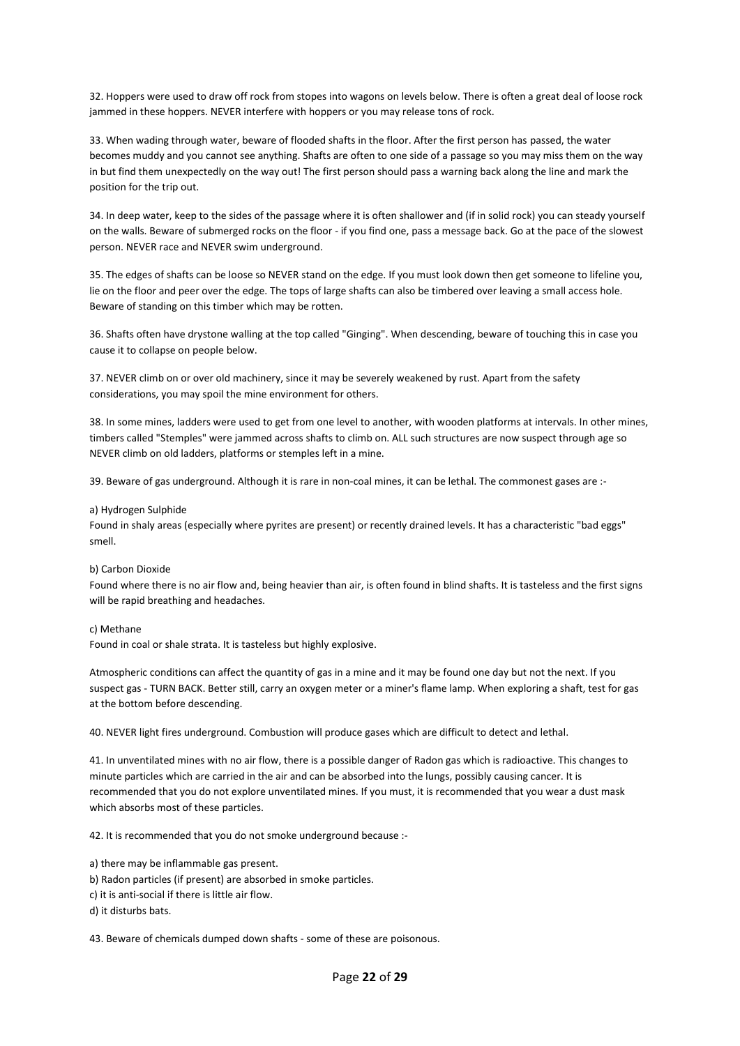32. Hoppers were used to draw off rock from stopes into wagons on levels below. There is often a great deal of loose rock jammed in these hoppers. NEVER interfere with hoppers or you may release tons of rock.

33. When wading through water, beware of flooded shafts in the floor. After the first person has passed, the water becomes muddy and you cannot see anything. Shafts are often to one side of a passage so you may miss them on the way in but find them unexpectedly on the way out! The first person should pass a warning back along the line and mark the position for the trip out.

34. In deep water, keep to the sides of the passage where it is often shallower and (if in solid rock) you can steady yourself on the walls. Beware of submerged rocks on the floor - if you find one, pass a message back. Go at the pace of the slowest person. NEVER race and NEVER swim underground.

35. The edges of shafts can be loose so NEVER stand on the edge. If you must look down then get someone to lifeline you, lie on the floor and peer over the edge. The tops of large shafts can also be timbered over leaving a small access hole. Beware of standing on this timber which may be rotten.

36. Shafts often have drystone walling at the top called "Ginging". When descending, beware of touching this in case you cause it to collapse on people below.

37. NEVER climb on or over old machinery, since it may be severely weakened by rust. Apart from the safety considerations, you may spoil the mine environment for others.

38. In some mines, ladders were used to get from one level to another, with wooden platforms at intervals. In other mines, timbers called "Stemples" were jammed across shafts to climb on. ALL such structures are now suspect through age so NEVER climb on old ladders, platforms or stemples left in a mine.

39. Beware of gas underground. Although it is rare in non-coal mines, it can be lethal. The commonest gases are :-

a) Hydrogen Sulphide
Found in shaly areas (especially where pyrites are present) or recently drained levels. It has a characteristic "bad eggs" smell.

b) Carbon Dioxide
Found where there is no air flow and, being heavier than air, is often found in blind shafts. It is tasteless and the first signs will be rapid breathing and headaches.

c) Methane
Found in coal or shale strata. It is tasteless but highly explosive.

Atmospheric conditions can affect the quantity of gas in a mine and it may be found one day but not the next. If you suspect gas - TURN BACK. Better still, carry an oxygen meter or a miner's flame lamp. When exploring a shaft, test for gas at the bottom before descending.

40. NEVER light fires underground. Combustion will produce gases which are difficult to detect and lethal.

41. In unventilated mines with no air flow, there is a possible danger of Radon gas which is radioactive. This changes to minute particles which are carried in the air and can be absorbed into the lungs, possibly causing cancer. It is recommended that you do not explore unventilated mines. If you must, it is recommended that you wear a dust mask which absorbs most of these particles.

42. It is recommended that you do not smoke underground because :-

a) there may be inflammable gas present.
b) Radon particles (if present) are absorbed in smoke particles.
c) it is anti-social if there is little air flow.
d) it disturbs bats.

43. Beware of chemicals dumped down shafts - some of these are poisonous.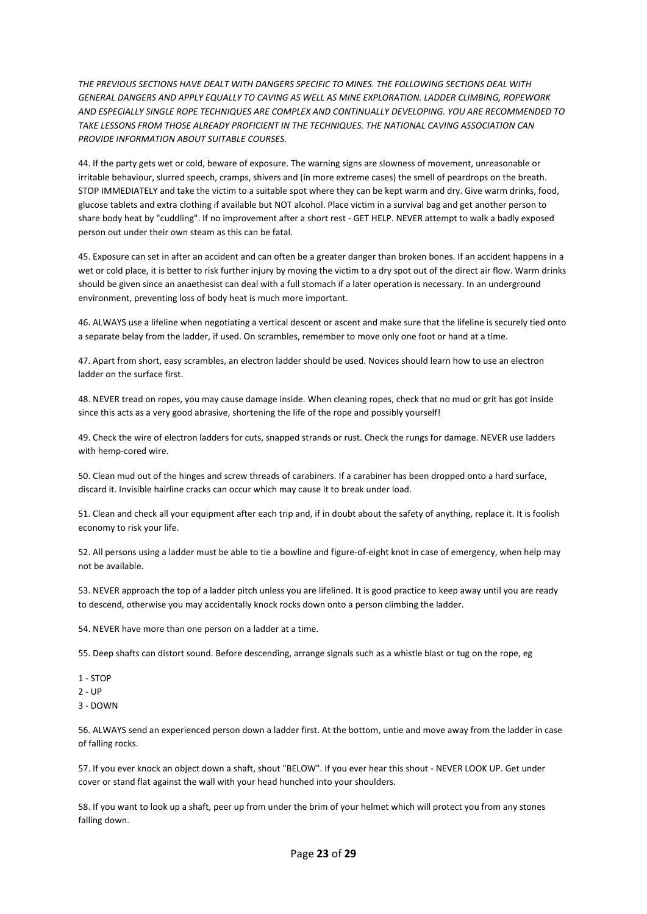*THE PREVIOUS SECTIONS HAVE DEALT WITH DANGERS SPECIFIC TO MINES. THE FOLLOWING SECTIONS DEAL WITH GENERAL DANGERS AND APPLY EQUALLY TO CAVING AS WELL AS MINE EXPLORATION. LADDER CLIMBING, ROPEWORK AND ESPECIALLY SINGLE ROPE TECHNIQUES ARE COMPLEX AND CONTINUALLY DEVELOPING. YOU ARE RECOMMENDED TO TAKE LESSONS FROM THOSE ALREADY PROFICIENT IN THE TECHNIQUES. THE NATIONAL CAVING ASSOCIATION CAN PROVIDE INFORMATION ABOUT SUITABLE COURSES.*

44. If the party gets wet or cold, beware of exposure. The warning signs are slowness of movement, unreasonable or irritable behaviour, slurred speech, cramps, shivers and (in more extreme cases) the smell of peardrops on the breath. STOP IMMEDIATELY and take the victim to a suitable spot where they can be kept warm and dry. Give warm drinks, food, glucose tablets and extra clothing if available but NOT alcohol. Place victim in a survival bag and get another person to share body heat by "cuddling". If no improvement after a short rest - GET HELP. NEVER attempt to walk a badly exposed person out under their own steam as this can be fatal.

45. Exposure can set in after an accident and can often be a greater danger than broken bones. If an accident happens in a wet or cold place, it is better to risk further injury by moving the victim to a dry spot out of the direct air flow. Warm drinks should be given since an anaethesist can deal with a full stomach if a later operation is necessary. In an underground environment, preventing loss of body heat is much more important.

46. ALWAYS use a lifeline when negotiating a vertical descent or ascent and make sure that the lifeline is securely tied onto a separate belay from the ladder, if used. On scrambles, remember to move only one foot or hand at a time.

47. Apart from short, easy scrambles, an electron ladder should be used. Novices should learn how to use an electron ladder on the surface first.

48. NEVER tread on ropes, you may cause damage inside. When cleaning ropes, check that no mud or grit has got inside since this acts as a very good abrasive, shortening the life of the rope and possibly yourself!

49. Check the wire of electron ladders for cuts, snapped strands or rust. Check the rungs for damage. NEVER use ladders with hemp-cored wire.

50. Clean mud out of the hinges and screw threads of carabiners. If a carabiner has been dropped onto a hard surface, discard it. Invisible hairline cracks can occur which may cause it to break under load.

51. Clean and check all your equipment after each trip and, if in doubt about the safety of anything, replace it. It is foolish economy to risk your life.

52. All persons using a ladder must be able to tie a bowline and figure-of-eight knot in case of emergency, when help may not be available.

53. NEVER approach the top of a ladder pitch unless you are lifelined. It is good practice to keep away until you are ready to descend, otherwise you may accidentally knock rocks down onto a person climbing the ladder.

54. NEVER have more than one person on a ladder at a time.

55. Deep shafts can distort sound. Before descending, arrange signals such as a whistle blast or tug on the rope, eg

1 - STOP
2 - UP
3 - DOWN

56. ALWAYS send an experienced person down a ladder first. At the bottom, untie and move away from the ladder in case of falling rocks.

57. If you ever knock an object down a shaft, shout "BELOW". If you ever hear this shout - NEVER LOOK UP. Get under cover or stand flat against the wall with your head hunched into your shoulders.

58. If you want to look up a shaft, peer up from under the brim of your helmet which will protect you from any stones falling down.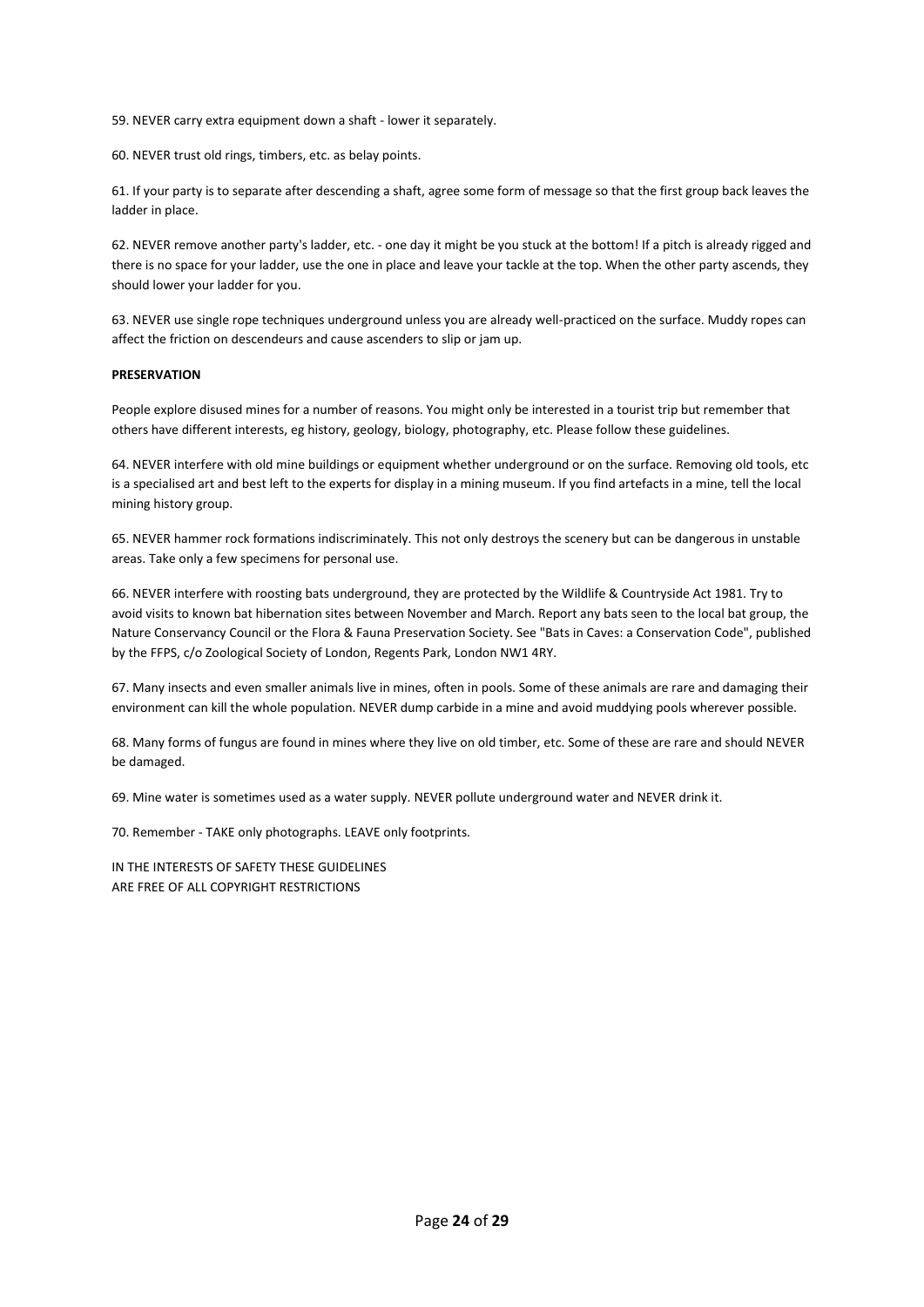59. NEVER carry extra equipment down a shaft - lower it separately.

60. NEVER trust old rings, timbers, etc. as belay points.

61. If your party is to separate after descending a shaft, agree some form of message so that the first group back leaves the ladder in place.

62. NEVER remove another party's ladder, etc. - one day it might be you stuck at the bottom! If a pitch is already rigged and there is no space for your ladder, use the one in place and leave your tackle at the top. When the other party ascends, they should lower your ladder for you.

63. NEVER use single rope techniques underground unless you are already well-practiced on the surface. Muddy ropes can affect the friction on descendeurs and cause ascenders to slip or jam up.

**PRESERVATION**

People explore disused mines for a number of reasons. You might only be interested in a tourist trip but remember that others have different interests, eg history, geology, biology, photography, etc. Please follow these guidelines.

64. NEVER interfere with old mine buildings or equipment whether underground or on the surface. Removing old tools, etc is a specialised art and best left to the experts for display in a mining museum. If you find artefacts in a mine, tell the local mining history group.

65. NEVER hammer rock formations indiscriminately. This not only destroys the scenery but can be dangerous in unstable areas. Take only a few specimens for personal use.

66. NEVER interfere with roosting bats underground, they are protected by the Wildlife & Countryside Act 1981. Try to avoid visits to known bat hibernation sites between November and March. Report any bats seen to the local bat group, the Nature Conservancy Council or the Flora & Fauna Preservation Society. See "Bats in Caves: a Conservation Code", published by the FFPS, c/o Zoological Society of London, Regents Park, London NW1 4RY.

67. Many insects and even smaller animals live in mines, often in pools. Some of these animals are rare and damaging their environment can kill the whole population. NEVER dump carbide in a mine and avoid muddying pools wherever possible.

68. Many forms of fungus are found in mines where they live on old timber, etc. Some of these are rare and should NEVER be damaged.

69. Mine water is sometimes used as a water supply. NEVER pollute underground water and NEVER drink it.

70. Remember - TAKE only photographs. LEAVE only footprints.

IN THE INTERESTS OF SAFETY THESE GUIDELINES
ARE FREE OF ALL COPYRIGHT RESTRICTIONS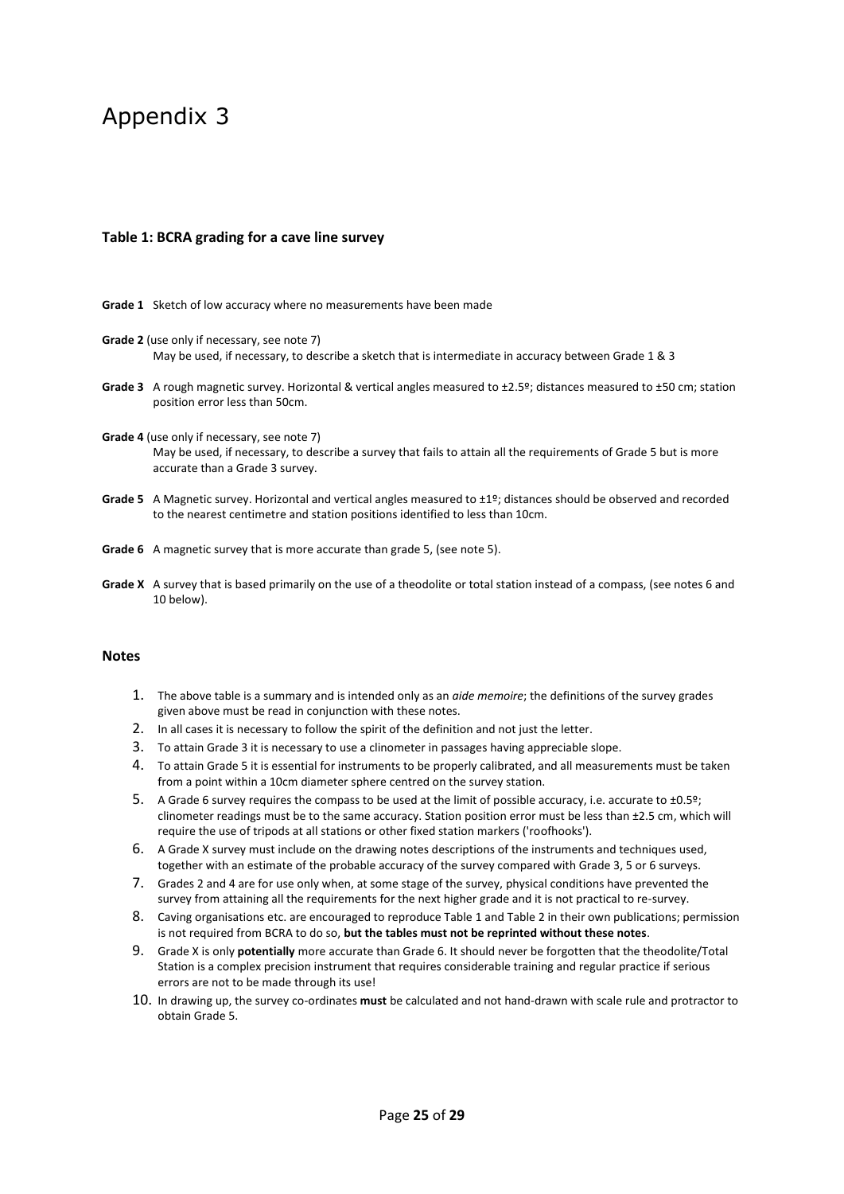# Appendix 3

### Table 1: BCRA grading for a cave line survey

**Grade 1** Sketch of low accuracy where no measurements have been made

**Grade 2** (use only if necessary, see note 7)
May be used, if necessary, to describe a sketch that is intermediate in accuracy between Grade 1 & 3

**Grade 3** A rough magnetic survey. Horizontal & vertical angles measured to ±2.5º; distances measured to ±50 cm; station position error less than 50cm.

**Grade 4** (use only if necessary, see note 7)
May be used, if necessary, to describe a survey that fails to attain all the requirements of Grade 5 but is more accurate than a Grade 3 survey.

**Grade 5** A Magnetic survey. Horizontal and vertical angles measured to ±1º; distances should be observed and recorded to the nearest centimetre and station positions identified to less than 10cm.

**Grade 6** A magnetic survey that is more accurate than grade 5, (see note 5).

**Grade X** A survey that is based primarily on the use of a theodolite or total station instead of a compass, (see notes 6 and 10 below).

### Notes

1. The above table is a summary and is intended only as an *aide memoire*; the definitions of the survey grades given above must be read in conjunction with these notes.
2. In all cases it is necessary to follow the spirit of the definition and not just the letter.
3. To attain Grade 3 it is necessary to use a clinometer in passages having appreciable slope.
4. To attain Grade 5 it is essential for instruments to be properly calibrated, and all measurements must be taken from a point within a 10cm diameter sphere centred on the survey station.
5. A Grade 6 survey requires the compass to be used at the limit of possible accuracy, i.e. accurate to ±0.5º; clinometer readings must be to the same accuracy. Station position error must be less than ±2.5 cm, which will require the use of tripods at all stations or other fixed station markers ('roofhooks').
6. A Grade X survey must include on the drawing notes descriptions of the instruments and techniques used, together with an estimate of the probable accuracy of the survey compared with Grade 3, 5 or 6 surveys.
7. Grades 2 and 4 are for use only when, at some stage of the survey, physical conditions have prevented the survey from attaining all the requirements for the next higher grade and it is not practical to re-survey.
8. Caving organisations etc. are encouraged to reproduce Table 1 and Table 2 in their own publications; permission is not required from BCRA to do so, **but the tables must not be reprinted without these notes**.
9. Grade X is only **potentially** more accurate than Grade 6. It should never be forgotten that the theodolite/Total Station is a complex precision instrument that requires considerable training and regular practice if serious errors are not to be made through its use!
10. In drawing up, the survey co-ordinates **must** be calculated and not hand-drawn with scale rule and protractor to obtain Grade 5.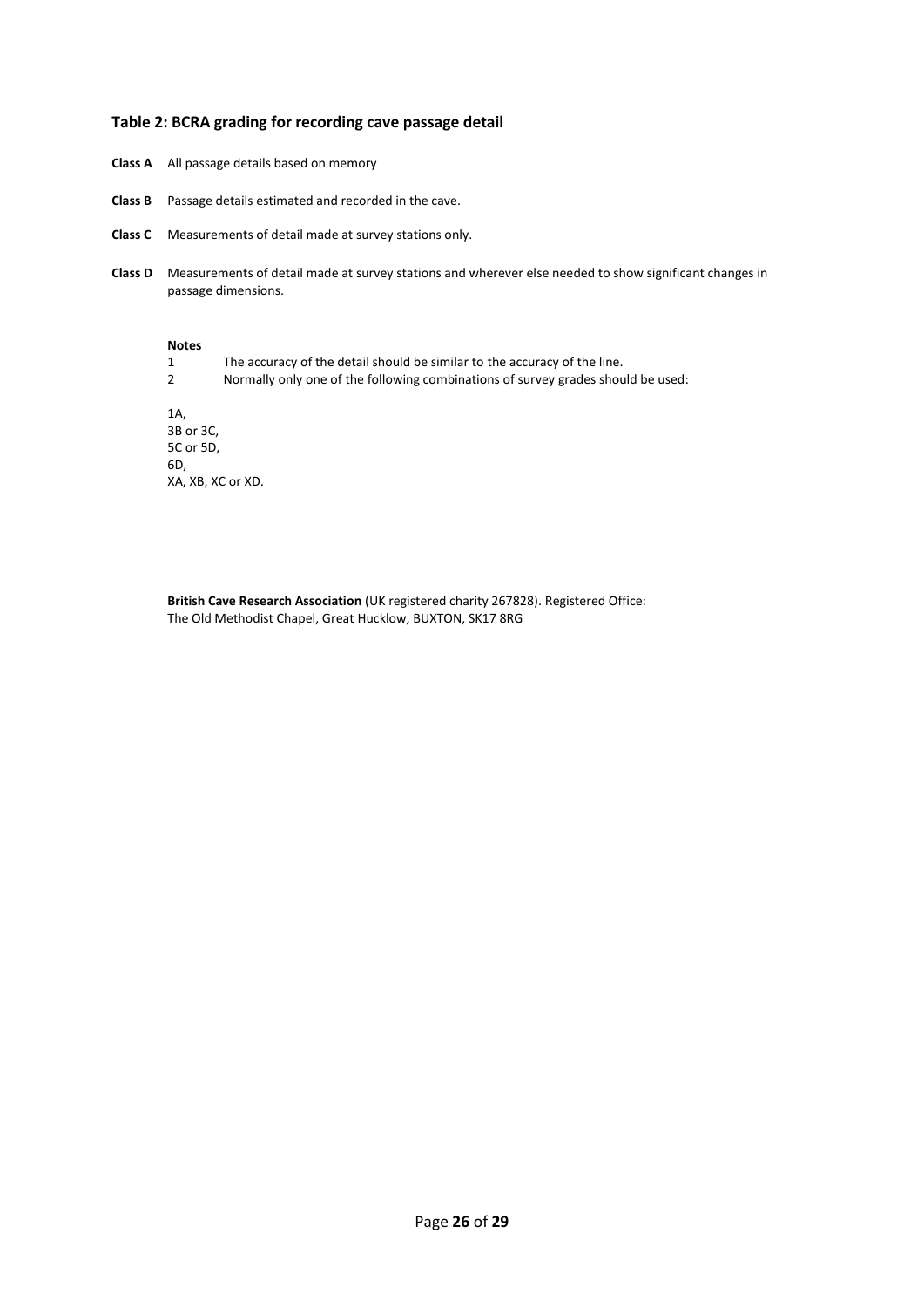### Table 2: BCRA grading for recording cave passage detail

**Class A** All passage details based on memory

**Class B** Passage details estimated and recorded in the cave.

**Class C** Measurements of detail made at survey stations only.

**Class D** Measurements of detail made at survey stations and wherever else needed to show significant changes in passage dimensions.

**Notes**

1. The accuracy of the detail should be similar to the accuracy of the line.
2. Normally only one of the following combinations of survey grades should be used:

1A,
3B or 3C,
5C or 5D,
6D,
XA, XB, XC or XD.

**British Cave Research Association** (UK registered charity 267828). Registered Office:
The Old Methodist Chapel, Great Hucklow, BUXTON, SK17 8RG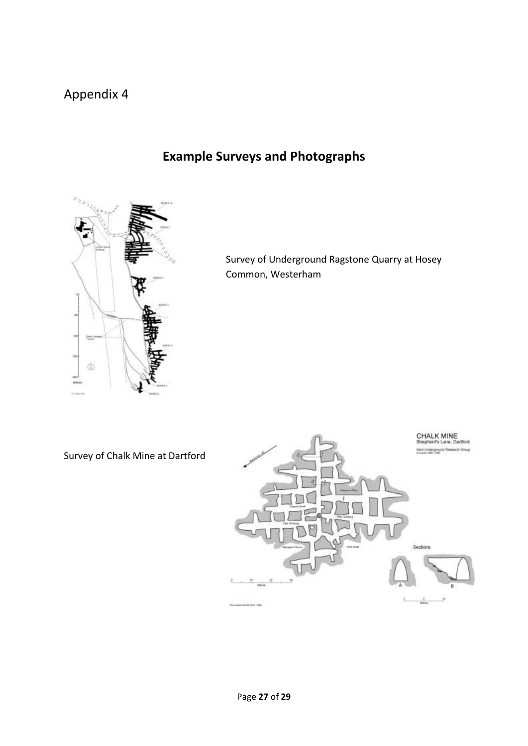# Appendix 4

## Example Surveys and Photographs

Survey of Underground Ragstone Quarry at Hosey Common, Westerham

Survey of Chalk Mine at Dartford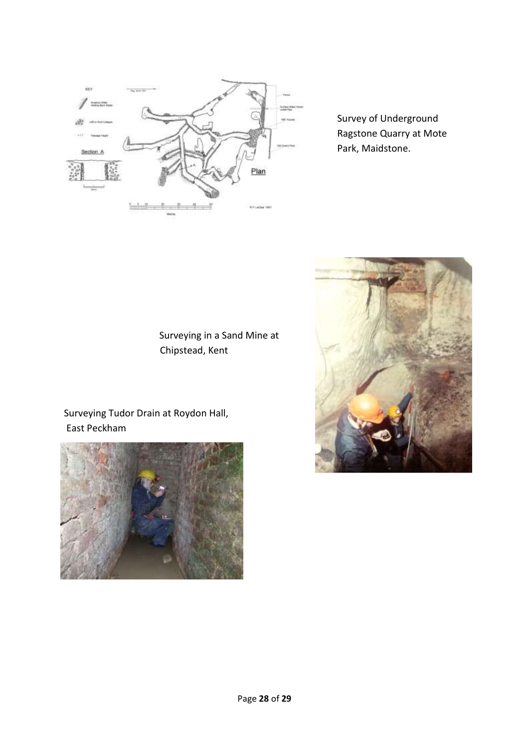Survey of Underground Ragstone Quarry at Mote Park, Maidstone.

Surveying in a Sand Mine at Chipstead, Kent

Surveying Tudor Drain at Roydon Hall, East Peckham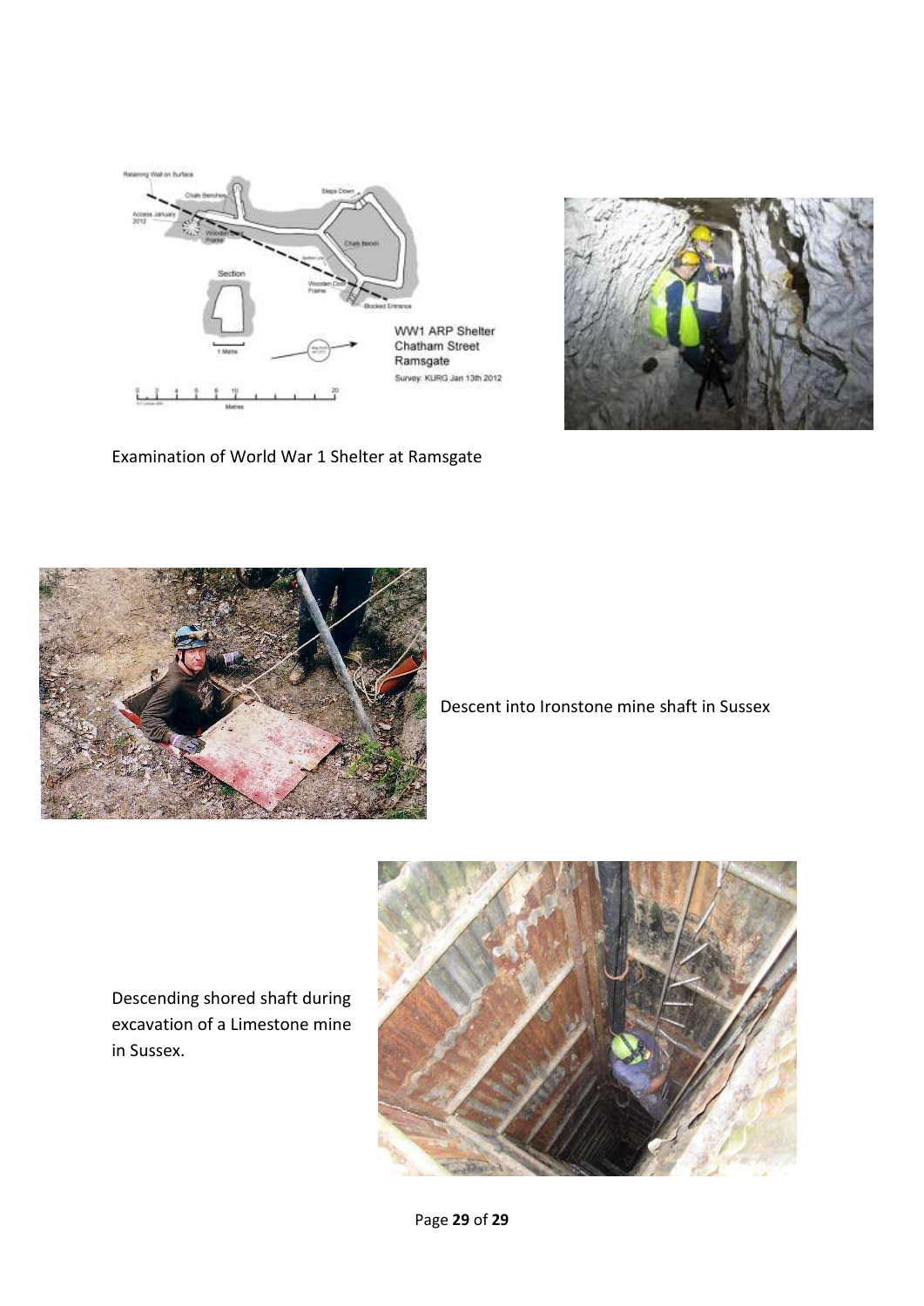Examination of World War 1 Shelter at Ramsgate

Descent into Ironstone mine shaft in Sussex

Descending shored shaft during excavation of a Limestone mine in Sussex.